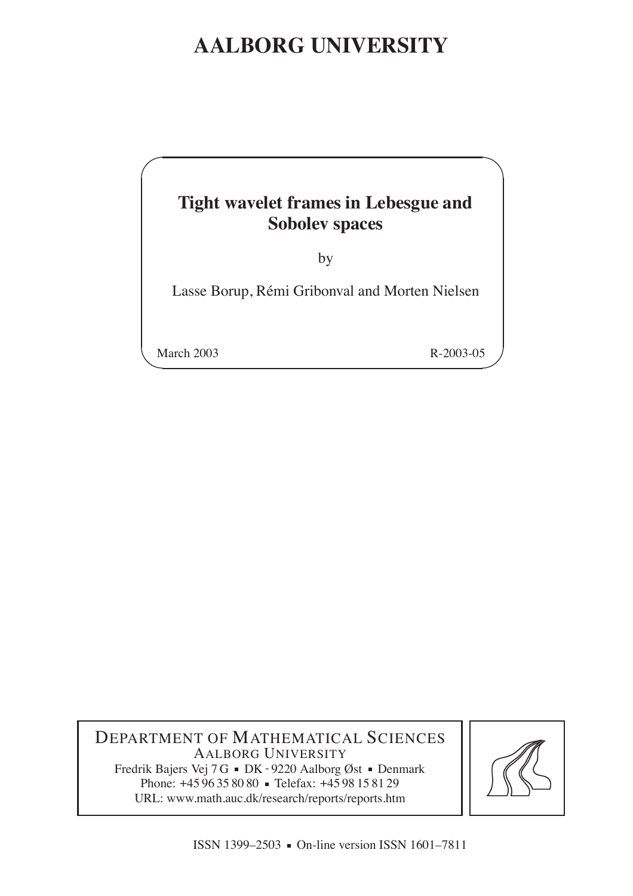# AALBORG UNIVERSITY

## Tight wavelet frames in Lebesgue and Sobolev spaces

by

Lasse Borup, Rémi Gribonval and Morten Nielsen

March 2003

R-2003-05

DEPARTMENT OF MATHEMATICAL SCIENCES
AALBORG UNIVERSITY
Fredrik Bajers Vej 7 G ▪ DK - 9220 Aalborg Øst ▪ Denmark
Phone: +45 96 35 80 80 ▪ Telefax: +45 98 15 81 29
URL: www.math.auc.dk/research/reports/reports.htm

ISSN 1399–2503 ▪ On-line version ISSN 1601–7811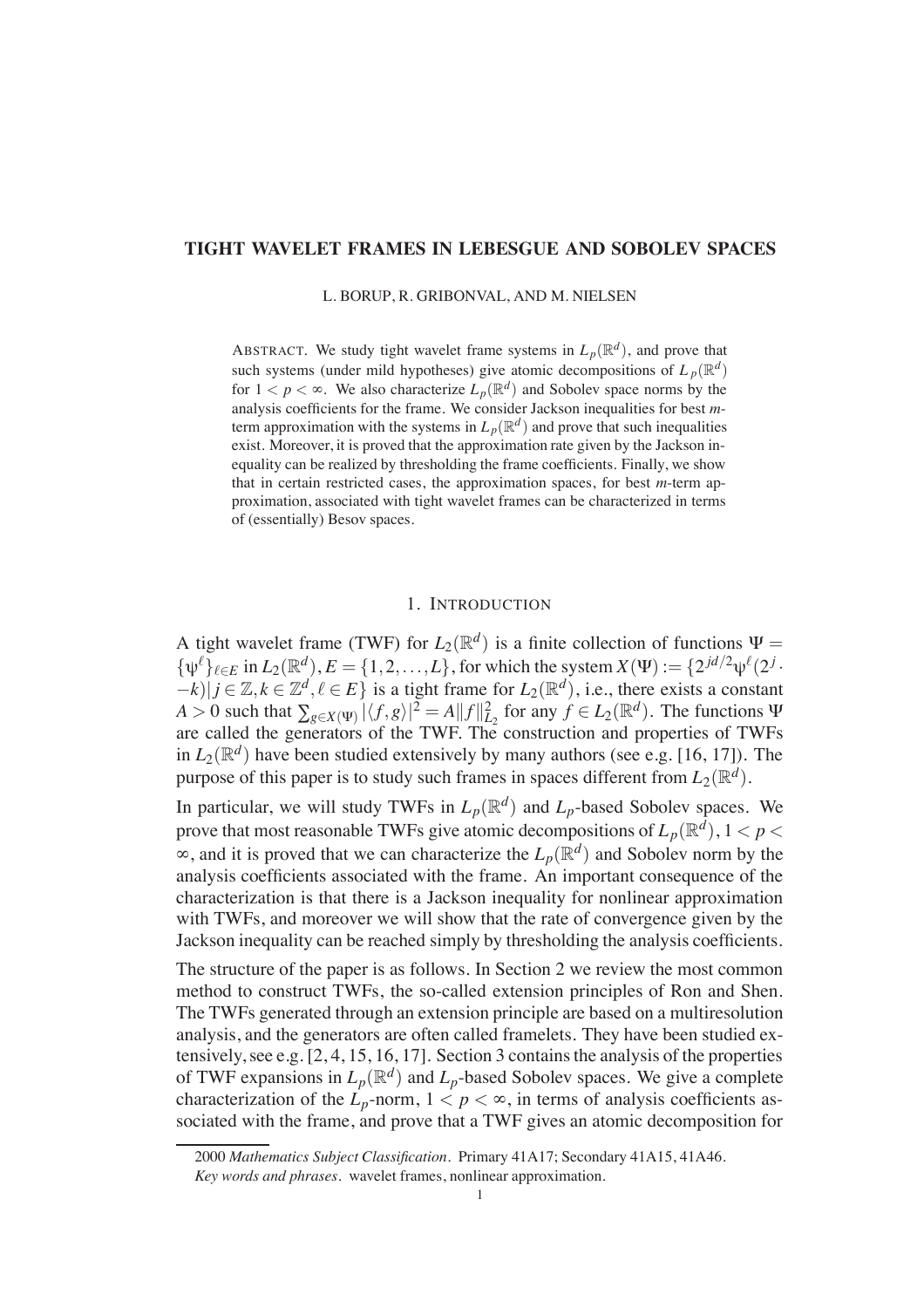# TIGHT WAVELET FRAMES IN LEBESGUE AND SOBOLEV SPACES

L. BORUP, R. GRIBONVAL, AND M. NIELSEN

ABSTRACT. We study tight wavelet frame systems in $L_p(\mathbb{R}^d)$, and prove that such systems (under mild hypotheses) give atomic decompositions of $L_p(\mathbb{R}^d)$ for $1 < p < \infty$. We also characterize $L_p(\mathbb{R}^d)$ and Sobolev space norms by the analysis coefficients for the frame. We consider Jackson inequalities for best $m$-term approximation with the systems in $L_p(\mathbb{R}^d)$ and prove that such inequalities exist. Moreover, it is proved that the approximation rate given by the Jackson inequality can be realized by thresholding the frame coefficients. Finally, we show that in certain restricted cases, the approximation spaces, for best $m$-term approximation, associated with tight wavelet frames can be characterized in terms of (essentially) Besov spaces.

## 1. INTRODUCTION

A tight wavelet frame (TWF) for $L_2(\mathbb{R}^d)$ is a finite collection of functions $\Psi = \{\psi^\ell\}_{\ell \in E}$ in $L_2(\mathbb{R}^d)$, $E = \{1, 2, \ldots, L\}$, for which the system $X(\Psi) := \{2^{jd/2}\psi^\ell(2^j \cdot -k) \,|\, j \in \mathbb{Z}, k \in \mathbb{Z}^d, \ell \in E\}$ is a tight frame for $L_2(\mathbb{R}^d)$, i.e., there exists a constant $A > 0$ such that $\sum_{g \in X(\Psi)} |\langle f, g\rangle|^2 = A\|f\|_{L_2}^2$ for any $f \in L_2(\mathbb{R}^d)$. The functions $\Psi$ are called the generators of the TWF. The construction and properties of TWFs in $L_2(\mathbb{R}^d)$ have been studied extensively by many authors (see e.g. [16, 17]). The purpose of this paper is to study such frames in spaces different from $L_2(\mathbb{R}^d)$.

In particular, we will study TWFs in $L_p(\mathbb{R}^d)$ and $L_p$-based Sobolev spaces. We prove that most reasonable TWFs give atomic decompositions of $L_p(\mathbb{R}^d)$, $1 < p < \infty$, and it is proved that we can characterize the $L_p(\mathbb{R}^d)$ and Sobolev norm by the analysis coefficients associated with the frame. An important consequence of the characterization is that there is a Jackson inequality for nonlinear approximation with TWFs, and moreover we will show that the rate of convergence given by the Jackson inequality can be reached simply by thresholding the analysis coefficients.

The structure of the paper is as follows. In Section 2 we review the most common method to construct TWFs, the so-called extension principles of Ron and Shen. The TWFs generated through an extension principle are based on a multiresolution analysis, and the generators are often called framelets. They have been studied extensively, see e.g. [2, 4, 15, 16, 17]. Section 3 contains the analysis of the properties of TWF expansions in $L_p(\mathbb{R}^d)$ and $L_p$-based Sobolev spaces. We give a complete characterization of the $L_p$-norm, $1 < p < \infty$, in terms of analysis coefficients associated with the frame, and prove that a TWF gives an atomic decomposition for

2000 *Mathematics Subject Classification*. Primary 41A17; Secondary 41A15, 41A46.

*Key words and phrases*. wavelet frames, nonlinear approximation.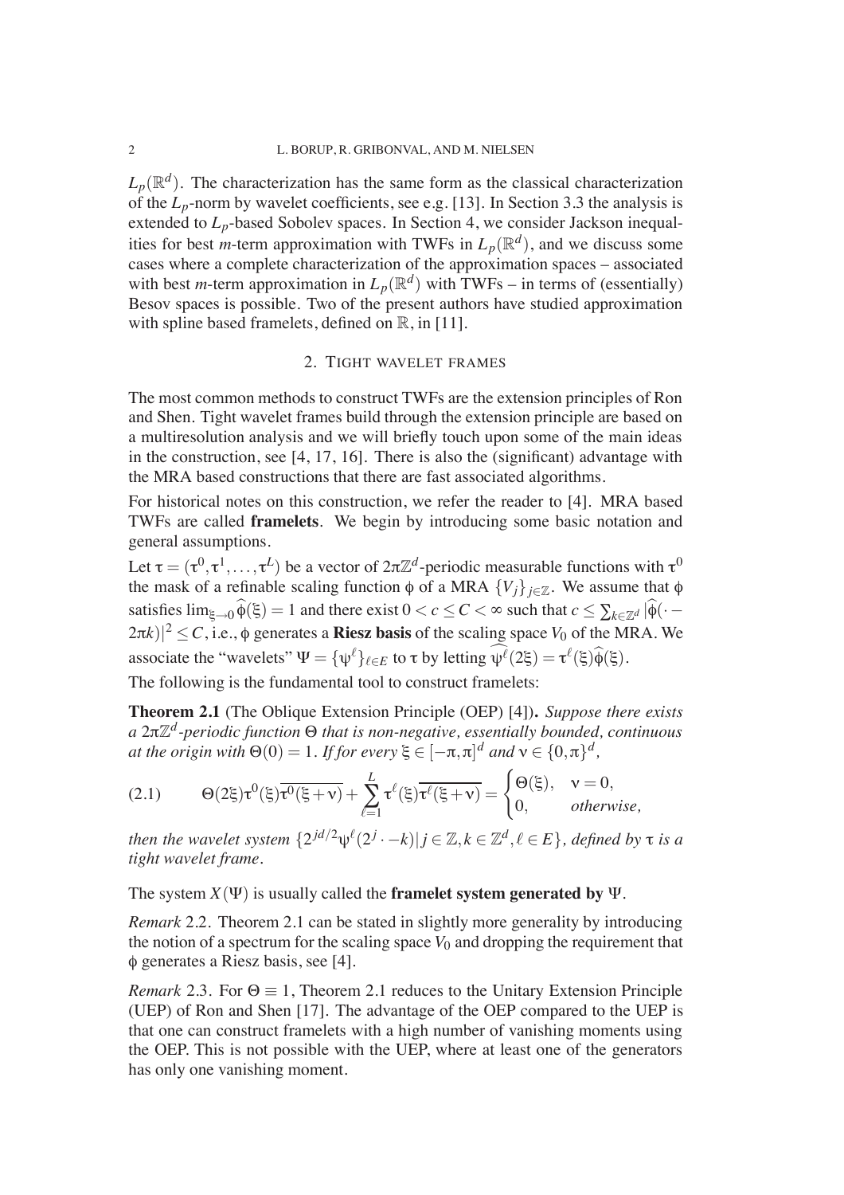$L_p(\mathbb{R}^d)$. The characterization has the same form as the classical characterization of the $L_p$-norm by wavelet coefficients, see e.g. [13]. In Section 3.3 the analysis is extended to $L_p$-based Sobolev spaces. In Section 4, we consider Jackson inequalities for best $m$-term approximation with TWFs in $L_p(\mathbb{R}^d)$, and we discuss some cases where a complete characterization of the approximation spaces – associated with best $m$-term approximation in $L_p(\mathbb{R}^d)$ with TWFs – in terms of (essentially) Besov spaces is possible. Two of the present authors have studied approximation with spline based framelets, defined on $\mathbb{R}$, in [11].

## 2. Tight wavelet frames

The most common methods to construct TWFs are the extension principles of Ron and Shen. Tight wavelet frames build through the extension principle are based on a multiresolution analysis and we will briefly touch upon some of the main ideas in the construction, see [4, 17, 16]. There is also the (significant) advantage with the MRA based constructions that there are fast associated algorithms.

For historical notes on this construction, we refer the reader to [4]. MRA based TWFs are called **framelets**. We begin by introducing some basic notation and general assumptions.

Let $\tau = (\tau^0, \tau^1, \dots, \tau^L)$ be a vector of $2\pi\mathbb{Z}^d$-periodic measurable functions with $\tau^0$ the mask of a refinable scaling function $\phi$ of a MRA $\{V_j\}_{j\in\mathbb{Z}}$. We assume that $\phi$ satisfies $\lim_{\xi\to 0}\widehat{\phi}(\xi) = 1$ and there exist $0 < c \leq C < \infty$ such that $c \leq \sum_{k\in\mathbb{Z}^d} |\widehat{\phi}(\cdot - 2\pi k)|^2 \leq C$, i.e., $\phi$ generates a **Riesz basis** of the scaling space $V_0$ of the MRA. We associate the "wavelets" $\Psi = \{\psi^\ell\}_{\ell\in E}$ to $\tau$ by letting $\widehat{\psi^\ell}(2\xi) = \tau^\ell(\xi)\widehat{\phi}(\xi)$.

The following is the fundamental tool to construct framelets:

**Theorem 2.1** (The Oblique Extension Principle (OEP) [4])**.** *Suppose there exists a $2\pi\mathbb{Z}^d$-periodic function $\Theta$ that is non-negative, essentially bounded, continuous at the origin with $\Theta(0) = 1$. If for every $\xi \in [-\pi,\pi]^d$ and $\nu \in \{0,\pi\}^d$,*

$$\Theta(2\xi)\tau^0(\xi)\overline{\tau^0(\xi+\nu)} + \sum_{\ell=1}^{L} \tau^\ell(\xi)\overline{\tau^\ell(\xi+\nu)} = \begin{cases} \Theta(\xi), & \nu = 0, \\ 0, & \text{otherwise}, \end{cases} \tag{2.1}$$

*then the wavelet system $\{2^{jd/2}\psi^\ell(2^j\cdot - k) | j\in\mathbb{Z}, k\in\mathbb{Z}^d, \ell\in E\}$, defined by $\tau$ is a tight wavelet frame.*

The system $X(\Psi)$ is usually called the **framelet system generated by** $\Psi$.

*Remark* 2.2. Theorem 2.1 can be stated in slightly more generality by introducing the notion of a spectrum for the scaling space $V_0$ and dropping the requirement that $\phi$ generates a Riesz basis, see [4].

*Remark* 2.3. For $\Theta \equiv 1$, Theorem 2.1 reduces to the Unitary Extension Principle (UEP) of Ron and Shen [17]. The advantage of the OEP compared to the UEP is that one can construct framelets with a high number of vanishing moments using the OEP. This is not possible with the UEP, where at least one of the generators has only one vanishing moment.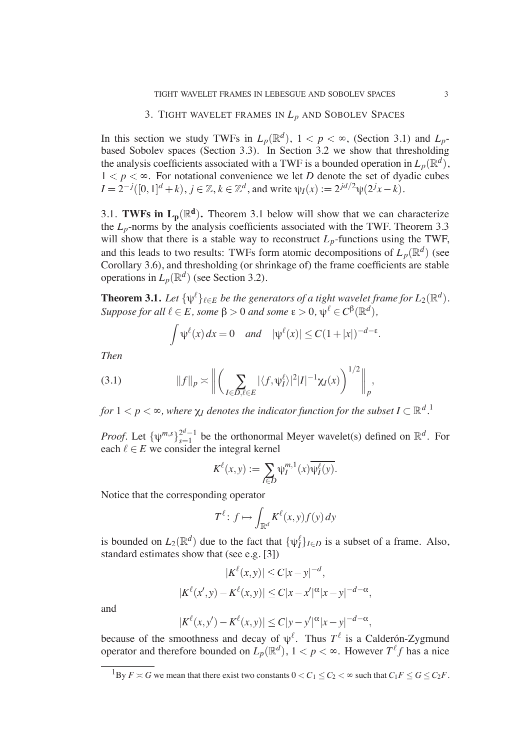## 3. Tight wavelet frames in $L_p$ and Sobolev Spaces

In this section we study TWFs in $L_p(\mathbb{R}^d)$, $1 < p < \infty$, (Section 3.1) and $L_p$-based Sobolev spaces (Section 3.3). In Section 3.2 we show that thresholding the analysis coefficients associated with a TWF is a bounded operation in $L_p(\mathbb{R}^d)$, $1 < p < \infty$. For notational convenience we let $D$ denote the set of dyadic cubes $I = 2^{-j}([0,1]^d + k)$, $j \in \mathbb{Z}$, $k \in \mathbb{Z}^d$, and write $\psi_I(x) := 2^{jd/2}\psi(2^j x - k)$.

### 3.1. TWFs in $\mathbf{L_p}(\mathbb{R}^\mathbf{d})$.

Theorem 3.1 below will show that we can characterize the $L_p$-norms by the analysis coefficients associated with the TWF. Theorem 3.3 will show that there is a stable way to reconstruct $L_p$-functions using the TWF, and this leads to two results: TWFs form atomic decompositions of $L_p(\mathbb{R}^d)$ (see Corollary 3.6), and thresholding (or shrinkage of) the frame coefficients are stable operations in $L_p(\mathbb{R}^d)$ (see Section 3.2).

**Theorem 3.1.** *Let $\{\psi^\ell\}_{\ell \in E}$ be the generators of a tight wavelet frame for $L_2(\mathbb{R}^d)$. Suppose for all $\ell \in E$, some $\beta > 0$ and some $\varepsilon > 0$, $\psi^\ell \in C^\beta(\mathbb{R}^d)$,*

$$\int \psi^\ell(x)\,dx = 0 \quad \textit{and} \quad |\psi^\ell(x)| \le C(1+|x|)^{-d-\varepsilon}.$$

*Then*

$$\|f\|_p \asymp \left\| \left( \sum_{I \in D, \ell \in E} |\langle f, \psi_I^\ell \rangle|^2 |I|^{-1} \chi_I(x) \right)^{1/2} \right\|_p, \tag{3.1}$$

*for $1 < p < \infty$, where $\chi_I$ denotes the indicator function for the subset $I \subset \mathbb{R}^d$.*[1]

*Proof*. Let $\{\psi^{m,s}\}_{s=1}^{2^d-1}$ be the orthonormal Meyer wavelet(s) defined on $\mathbb{R}^d$. For each $\ell \in E$ we consider the integral kernel

$$K^\ell(x,y) := \sum_{I \in D} \psi_I^{m,1}(x)\overline{\psi_I^\ell(y)}.$$

Notice that the corresponding operator

$$T^\ell \colon f \mapsto \int_{\mathbb{R}^d} K^\ell(x,y) f(y)\,dy$$

is bounded on $L_2(\mathbb{R}^d)$ due to the fact that $\{\psi_I^\ell\}_{I \in D}$ is a subset of a frame. Also, standard estimates show that (see e.g. [3])

$$|K^\ell(x,y)| \le C|x-y|^{-d},$$

$$|K^\ell(x',y) - K^\ell(x,y)| \le C|x-x'|^\alpha |x-y|^{-d-\alpha},$$

and

$$|K^\ell(x,y') - K^\ell(x,y)| \le C|y-y'|^\alpha |x-y|^{-d-\alpha},$$

because of the smoothness and decay of $\psi^\ell$. Thus $T^\ell$ is a Calderón-Zygmund operator and therefore bounded on $L_p(\mathbb{R}^d)$, $1 < p < \infty$. However $T^\ell f$ has a nice

[1] By $F \asymp G$ we mean that there exist two constants $0 < C_1 \le C_2 < \infty$ such that $C_1 F \le G \le C_2 F$.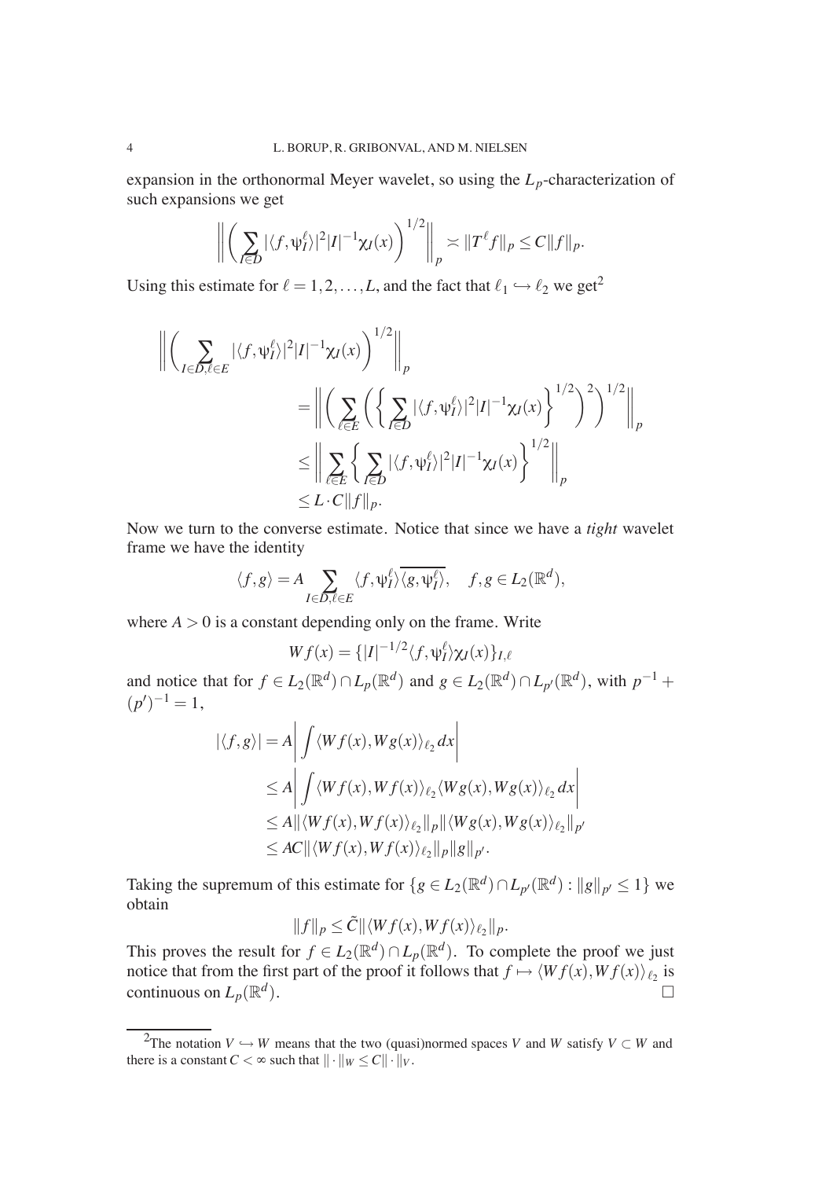expansion in the orthonormal Meyer wavelet, so using the $L_p$-characterization of such expansions we get

$$\left\| \left( \sum_{I \in D} |\langle f, \psi_I^\ell \rangle|^2 |I|^{-1} \chi_I(x) \right)^{1/2} \right\|_p \asymp \|T^\ell f\|_p \leq C \|f\|_p.$$

Using this estimate for $\ell = 1, 2, \ldots, L$, and the fact that $\ell_1 \hookrightarrow \ell_2$ we get[2]

$$\begin{aligned}
\left\| \left( \sum_{I \in D, \ell \in E} |\langle f, \psi_I^\ell \rangle|^2 |I|^{-1} \chi_I(x) \right)^{1/2} \right\|_p
&= \left\| \left( \sum_{\ell \in E} \left( \left\{ \sum_{I \in D} |\langle f, \psi_I^\ell \rangle|^2 |I|^{-1} \chi_I(x) \right\}^{1/2} \right)^2 \right)^{1/2} \right\|_p \\
&\leq \left\| \sum_{\ell \in E} \left\{ \sum_{I \in D} |\langle f, \psi_I^\ell \rangle|^2 |I|^{-1} \chi_I(x) \right\}^{1/2} \right\|_p \\
&\leq L \cdot C \|f\|_p.
\end{aligned}$$

Now we turn to the converse estimate. Notice that since we have a *tight* wavelet frame we have the identity

$$\langle f, g \rangle = A \sum_{I \in D, \ell \in E} \langle f, \psi_I^\ell \rangle \overline{\langle g, \psi_I^\ell \rangle}, \quad f, g \in L_2(\mathbb{R}^d),$$

where $A > 0$ is a constant depending only on the frame. Write

$$Wf(x) = \{|I|^{-1/2} \langle f, \psi_I^\ell \rangle \chi_I(x)\}_{I,\ell}$$

and notice that for $f \in L_2(\mathbb{R}^d) \cap L_p(\mathbb{R}^d)$ and $g \in L_2(\mathbb{R}^d) \cap L_{p'}(\mathbb{R}^d)$, with $p^{-1} + (p')^{-1} = 1$,

$$\begin{aligned}
|\langle f, g \rangle| &= A \left| \int \langle Wf(x), Wg(x) \rangle_{\ell_2} \, dx \right| \\
&\leq A \left| \int \langle Wf(x), Wf(x) \rangle_{\ell_2} \langle Wg(x), Wg(x) \rangle_{\ell_2} \, dx \right| \\
&\leq A \|\langle Wf(x), Wf(x) \rangle_{\ell_2}\|_p \|\langle Wg(x), Wg(x) \rangle_{\ell_2}\|_{p'} \\
&\leq AC \|\langle Wf(x), Wf(x) \rangle_{\ell_2}\|_p \|g\|_{p'}.
\end{aligned}$$

Taking the supremum of this estimate for $\{g \in L_2(\mathbb{R}^d) \cap L_{p'}(\mathbb{R}^d) : \|g\|_{p'} \leq 1\}$ we obtain

$$\|f\|_p \leq \tilde{C} \|\langle Wf(x), Wf(x) \rangle_{\ell_2}\|_p.$$

This proves the result for $f \in L_2(\mathbb{R}^d) \cap L_p(\mathbb{R}^d)$. To complete the proof we just notice that from the first part of the proof it follows that $f \mapsto \langle Wf(x), Wf(x) \rangle_{\ell_2}$ is continuous on $L_p(\mathbb{R}^d)$. □

[2] The notation $V \hookrightarrow W$ means that the two (quasi)normed spaces $V$ and $W$ satisfy $V \subset W$ and there is a constant $C < \infty$ such that $\|\cdot\|_W \leq C \|\cdot\|_V$.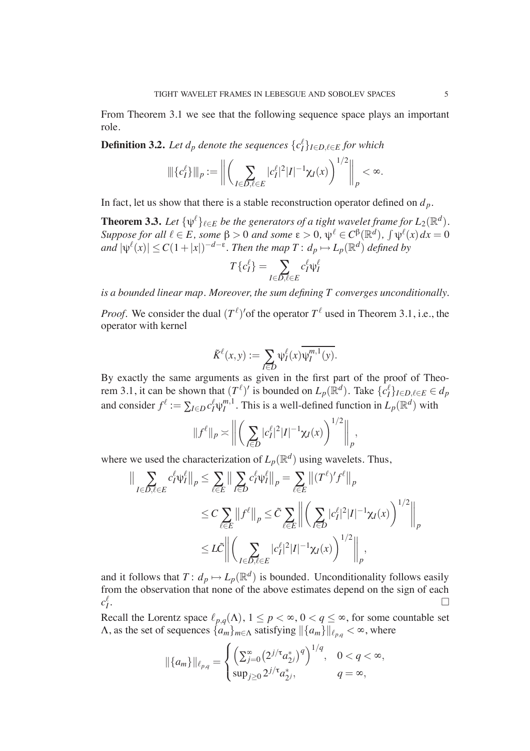From Theorem 3.1 we see that the following sequence space plays an important role.

**Definition 3.2.** *Let $d_p$ denote the sequences $\{c_I^\ell\}_{I\in D,\ell\in E}$ for which*

$$\|\{c_I^\ell\}\|_p := \bigg\| \bigg( \sum_{I\in D,\ell\in E} |c_I^\ell|^2 |I|^{-1} \chi_I(x) \bigg)^{1/2} \bigg\|_p < \infty.$$

In fact, let us show that there is a stable reconstruction operator defined on $d_p$.

**Theorem 3.3.** *Let $\{\psi^\ell\}_{\ell\in E}$ be the generators of a tight wavelet frame for $L_2(\mathbb{R}^d)$. Suppose for all $\ell\in E$, some $\beta>0$ and some $\varepsilon>0$, $\psi^\ell\in C^\beta(\mathbb{R}^d)$, $\int\psi^\ell(x)\,dx=0$ and $|\psi^\ell(x)|\le C(1+|x|)^{-d-\varepsilon}$. Then the map $T\colon d_p\mapsto L_p(\mathbb{R}^d)$ defined by*

$$T\{c_I^\ell\} = \sum_{I\in D,\ell\in E} c_I^\ell \psi_I^\ell$$

*is a bounded linear map. Moreover, the sum defining $T$ converges unconditionally.*

*Proof.* We consider the dual $(T^\ell)'$of the operator $T^\ell$ used in Theorem 3.1, i.e., the operator with kernel

$$\tilde{K}^\ell(x,y) := \sum_{I\in D} \psi_I^\ell(x)\overline{\psi_I^{m,1}(y)}.$$

By exactly the same arguments as given in the first part of the proof of Theorem 3.1, it can be shown that $(T^\ell)'$ is bounded on $L_p(\mathbb{R}^d)$. Take $\{c_I^\ell\}_{I\in D,\ell\in E}\in d_p$ and consider $f^\ell := \sum_{I\in D} c_I^\ell \psi_I^{m,1}$. This is a well-defined function in $L_p(\mathbb{R}^d)$ with

$$\|f^\ell\|_p \asymp \bigg\| \bigg( \sum_{I\in D} |c_I^\ell|^2 |I|^{-1}\chi_I(x) \bigg)^{1/2} \bigg\|_p,$$

where we used the characterization of $L_p(\mathbb{R}^d)$ using wavelets. Thus,

$$\begin{aligned}
\Big\| \sum_{I\in D,\ell\in E} c_I^\ell \psi_I^\ell \Big\|_p &\le \sum_{\ell\in E} \Big\| \sum_{I\in D} c_I^\ell \psi_I^\ell \Big\|_p = \sum_{\ell\in E} \big\| (T^\ell)' f^\ell \big\|_p \\
&\le C \sum_{\ell\in E} \big\| f^\ell \big\|_p \le \tilde{C} \sum_{\ell\in E} \bigg\| \bigg( \sum_{I\in D} |c_I^\ell|^2 |I|^{-1}\chi_I(x) \bigg)^{1/2} \bigg\|_p \\
&\le L\tilde{C} \bigg\| \bigg( \sum_{I\in D,\ell\in E} |c_I^\ell|^2 |I|^{-1}\chi_I(x) \bigg)^{1/2} \bigg\|_p,
\end{aligned}$$

and it follows that $T\colon d_p\mapsto L_p(\mathbb{R}^d)$ is bounded. Unconditionality follows easily from the observation that none of the above estimates depend on the sign of each $c_I^\ell$. $\square$

Recall the Lorentz space $\ell_{p,q}(\Lambda)$, $1\le p<\infty$, $0<q\le\infty$, for some countable set $\Lambda$, as the set of sequences $\{a_m\}_{m\in\Lambda}$ satisfying $\|\{a_m\}\|_{\ell_{p,q}}<\infty$, where

$$\|\{a_m\}\|_{\ell_{p,q}} = \begin{cases} \Big( \sum_{j=0}^\infty \big( 2^{j/\tau} a_{2^j}^* \big)^q \Big)^{1/q}, & 0<q<\infty, \\ \sup_{j\ge 0} 2^{j/\tau} a_{2^j}^*, & q=\infty, \end{cases}$$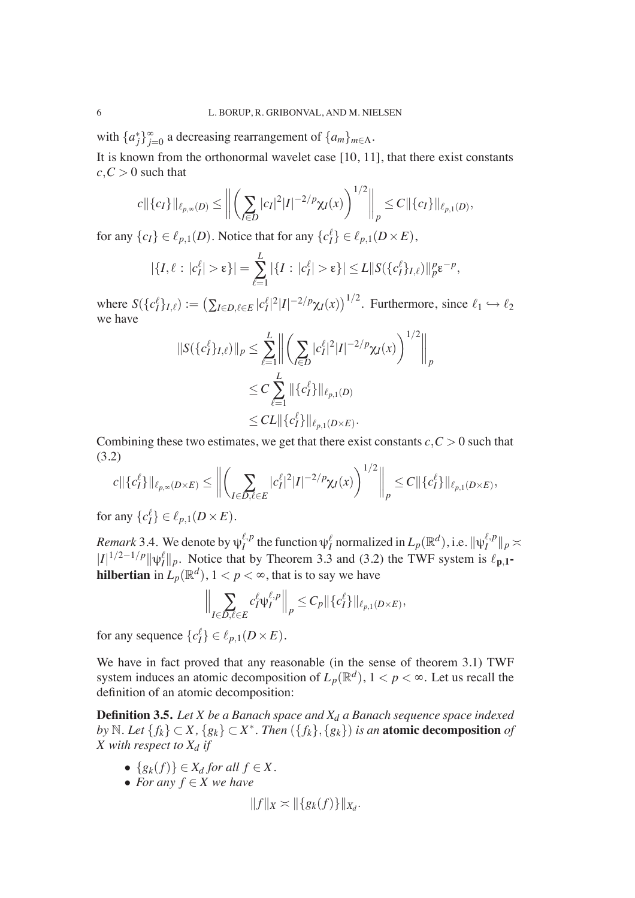with $\{a_j^*\}_{j=0}^\infty$ a decreasing rearrangement of $\{a_m\}_{m\in\Lambda}$.

It is known from the orthonormal wavelet case [10, 11], that there exist constants $c, C > 0$ such that

$$c\|\{c_I\}\|_{\ell_{p,\infty}(D)} \leq \left\| \left( \sum_{I\in D} |c_I|^2 |I|^{-2/p} \chi_I(x) \right)^{1/2} \right\|_p \leq C\|\{c_I\}\|_{\ell_{p,1}(D)},$$

for any $\{c_I\} \in \ell_{p,1}(D)$. Notice that for any $\{c_I^\ell\} \in \ell_{p,1}(D\times E)$,

$$|\{I,\ell : |c_I^\ell| > \varepsilon\}| = \sum_{\ell=1}^{L} |\{I : |c_I^\ell| > \varepsilon\}| \leq L\|S(\{c_I^\ell\}_{I,\ell})\|_p^p \varepsilon^{-p},$$

where $S(\{c_I^\ell\}_{I,\ell}) := \left(\sum_{I\in D,\ell\in E} |c_I^\ell|^2 |I|^{-2/p} \chi_I(x)\right)^{1/2}$. Furthermore, since $\ell_1 \hookrightarrow \ell_2$ we have

$$\begin{aligned}
\|S(\{c_I^\ell\}_{I,\ell})\|_p &\leq \sum_{\ell=1}^{L} \left\| \left( \sum_{I\in D} |c_I^\ell|^2 |I|^{-2/p} \chi_I(x) \right)^{1/2} \right\|_p \\
&\leq C \sum_{\ell=1}^{L} \|\{c_I^\ell\}\|_{\ell_{p,1}(D)} \\
&\leq CL\|\{c_I^\ell\}\|_{\ell_{p,1}(D\times E)}.
\end{aligned}$$

Combining these two estimates, we get that there exist constants $c, C > 0$ such that (3.2)

$$c\|\{c_I^\ell\}\|_{\ell_{p,\infty}(D\times E)} \leq \left\| \left( \sum_{I\in D,\ell\in E} |c_I^\ell|^2 |I|^{-2/p} \chi_I(x) \right)^{1/2} \right\|_p \leq C\|\{c_I^\ell\}\|_{\ell_{p,1}(D\times E)},$$

for any $\{c_I^\ell\} \in \ell_{p,1}(D\times E)$.

*Remark* 3.4. We denote by $\psi_I^{\ell,p}$ the function $\psi_I^\ell$ normalized in $L_p(\mathbb{R}^d)$, i.e. $\|\psi_I^{\ell,p}\|_p \asymp |I|^{1/2-1/p}\|\psi_I^\ell\|_p$. Notice that by Theorem 3.3 and (3.2) the TWF system is $\ell_{\mathbf{p},\mathbf{1}}$**-hilbertian** in $L_p(\mathbb{R}^d)$, $1 < p < \infty$, that is to say we have

$$\Big\| \sum_{I\in D,\ell\in E} c_I^\ell \psi_I^{\ell,p} \Big\|_p \leq C_p\|\{c_I^\ell\}\|_{\ell_{p,1}(D\times E)},$$

for any sequence $\{c_I^\ell\} \in \ell_{p,1}(D\times E)$.

We have in fact proved that any reasonable (in the sense of theorem 3.1) TWF system induces an atomic decomposition of $L_p(\mathbb{R}^d)$, $1 < p < \infty$. Let us recall the definition of an atomic decomposition:

**Definition 3.5.** *Let $X$ be a Banach space and $X_d$ a Banach sequence space indexed by $\mathbb{N}$. Let $\{f_k\} \subset X$, $\{g_k\} \subset X^*$. Then $(\{f_k\},\{g_k\})$ is an* **atomic decomposition** *of $X$ with respect to $X_d$ if*

- *$\{g_k(f)\} \in X_d$ for all $f \in X$.*
- *For any $f \in X$ we have*

$$\|f\|_X \asymp \|\{g_k(f)\}\|_{X_d}.$$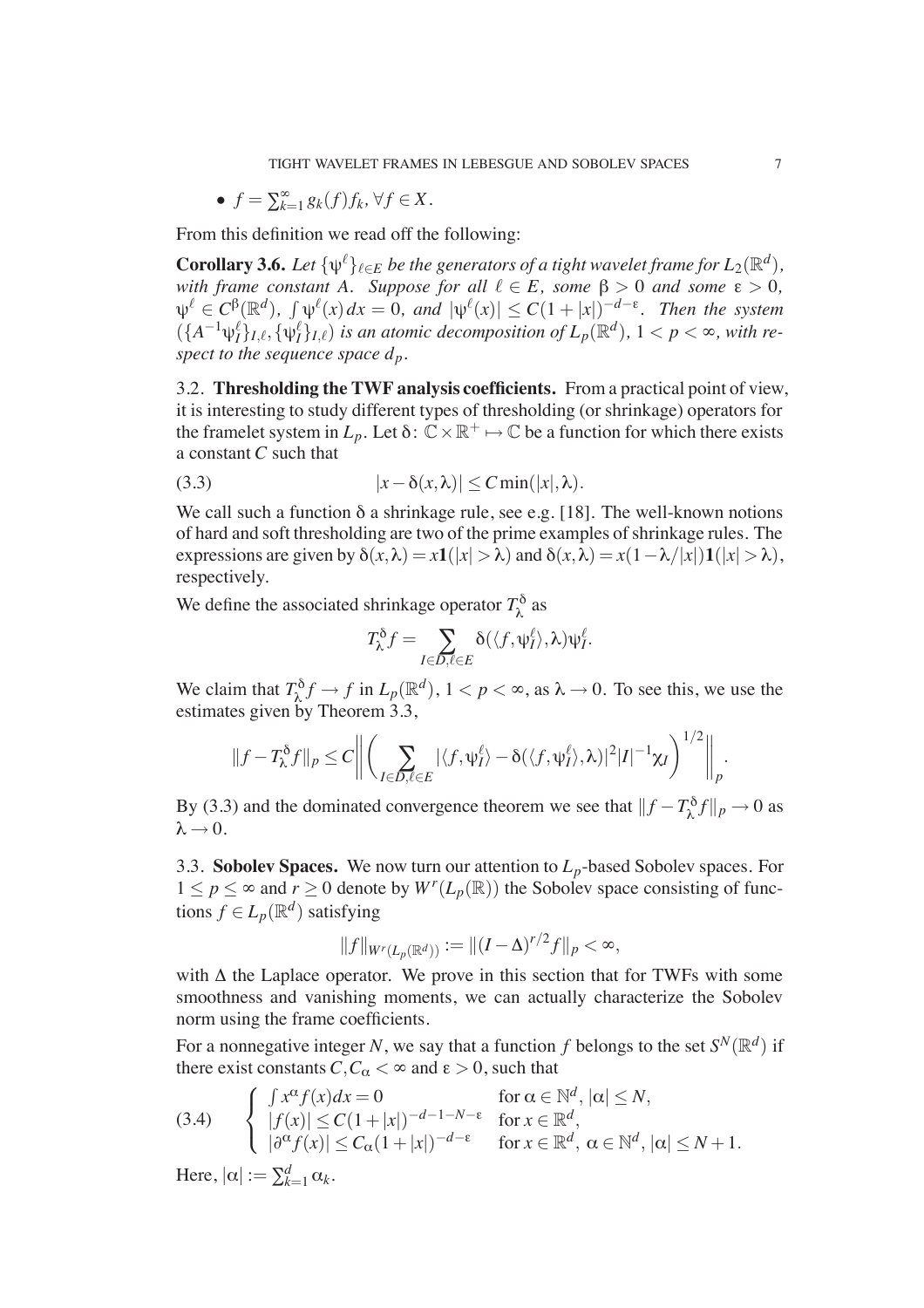- $f = \sum_{k=1}^{\infty} g_k(f) f_k$, $\forall f \in X$.

From this definition we read off the following:

**Corollary 3.6.** *Let $\{\psi^\ell\}_{\ell \in E}$ be the generators of a tight wavelet frame for $L_2(\mathbb{R}^d)$, with frame constant $A$. Suppose for all $\ell \in E$, some $\beta > 0$ and some $\varepsilon > 0$, $\psi^\ell \in C^\beta(\mathbb{R}^d)$, $\int \psi^\ell(x)\,dx = 0$, and $|\psi^\ell(x)| \leq C(1+|x|)^{-d-\varepsilon}$. Then the system $(\{A^{-1}\psi_I^\ell\}_{I,\ell}, \{\psi_I^\ell\}_{I,\ell})$ is an atomic decomposition of $L_p(\mathbb{R}^d)$, $1 < p < \infty$, with respect to the sequence space $d_p$.*

### 3.2. Thresholding the TWF analysis coefficients.

From a practical point of view, it is interesting to study different types of thresholding (or shrinkage) operators for the framelet system in $L_p$. Let $\delta\colon \mathbb{C} \times \mathbb{R}^+ \mapsto \mathbb{C}$ be a function for which there exists a constant $C$ such that

$$|x - \delta(x,\lambda)| \leq C \min(|x|, \lambda). \tag{3.3}$$

We call such a function $\delta$ a shrinkage rule, see e.g. [18]. The well-known notions of hard and soft thresholding are two of the prime examples of shrinkage rules. The expressions are given by $\delta(x,\lambda) = x\mathbf{1}(|x| > \lambda)$ and $\delta(x,\lambda) = x(1-\lambda/|x|)\mathbf{1}(|x| > \lambda)$, respectively.

We define the associated shrinkage operator $T_\lambda^\delta$ as

$$T_\lambda^\delta f = \sum_{I \in D, \ell \in E} \delta(\langle f, \psi_I^\ell \rangle, \lambda)\psi_I^\ell.$$

We claim that $T_\lambda^\delta f \to f$ in $L_p(\mathbb{R}^d)$, $1 < p < \infty$, as $\lambda \to 0$. To see this, we use the estimates given by Theorem 3.3,

$$\|f - T_\lambda^\delta f\|_p \leq C \left\| \left( \sum_{I \in D, \ell \in E} |\langle f, \psi_I^\ell \rangle - \delta(\langle f, \psi_I^\ell \rangle, \lambda)|^2 |I|^{-1} \chi_I \right)^{1/2} \right\|_p.$$

By (3.3) and the dominated convergence theorem we see that $\|f - T_\lambda^\delta f\|_p \to 0$ as $\lambda \to 0$.

### 3.3. Sobolev Spaces.

We now turn our attention to $L_p$-based Sobolev spaces. For $1 \leq p \leq \infty$ and $r \geq 0$ denote by $W^r(L_p(\mathbb{R}))$ the Sobolev space consisting of functions $f \in L_p(\mathbb{R}^d)$ satisfying

$$\|f\|_{W^r(L_p(\mathbb{R}^d))} := \|(I - \Delta)^{r/2} f\|_p < \infty,$$

with $\Delta$ the Laplace operator. We prove in this section that for TWFs with some smoothness and vanishing moments, we can actually characterize the Sobolev norm using the frame coefficients.

For a nonnegative integer $N$, we say that a function $f$ belongs to the set $S^N(\mathbb{R}^d)$ if there exist constants $C, C_\alpha < \infty$ and $\varepsilon > 0$, such that

$$\begin{cases} \int x^\alpha f(x)dx = 0 & \text{for } \alpha \in \mathbb{N}^d,\ |\alpha| \leq N, \\ |f(x)| \leq C(1+|x|)^{-d-1-N-\varepsilon} & \text{for } x \in \mathbb{R}^d, \\ |\partial^\alpha f(x)| \leq C_\alpha (1+|x|)^{-d-\varepsilon} & \text{for } x \in \mathbb{R}^d,\ \alpha \in \mathbb{N}^d,\ |\alpha| \leq N+1. \end{cases} \tag{3.4}$$

Here, $|\alpha| := \sum_{k=1}^d \alpha_k$.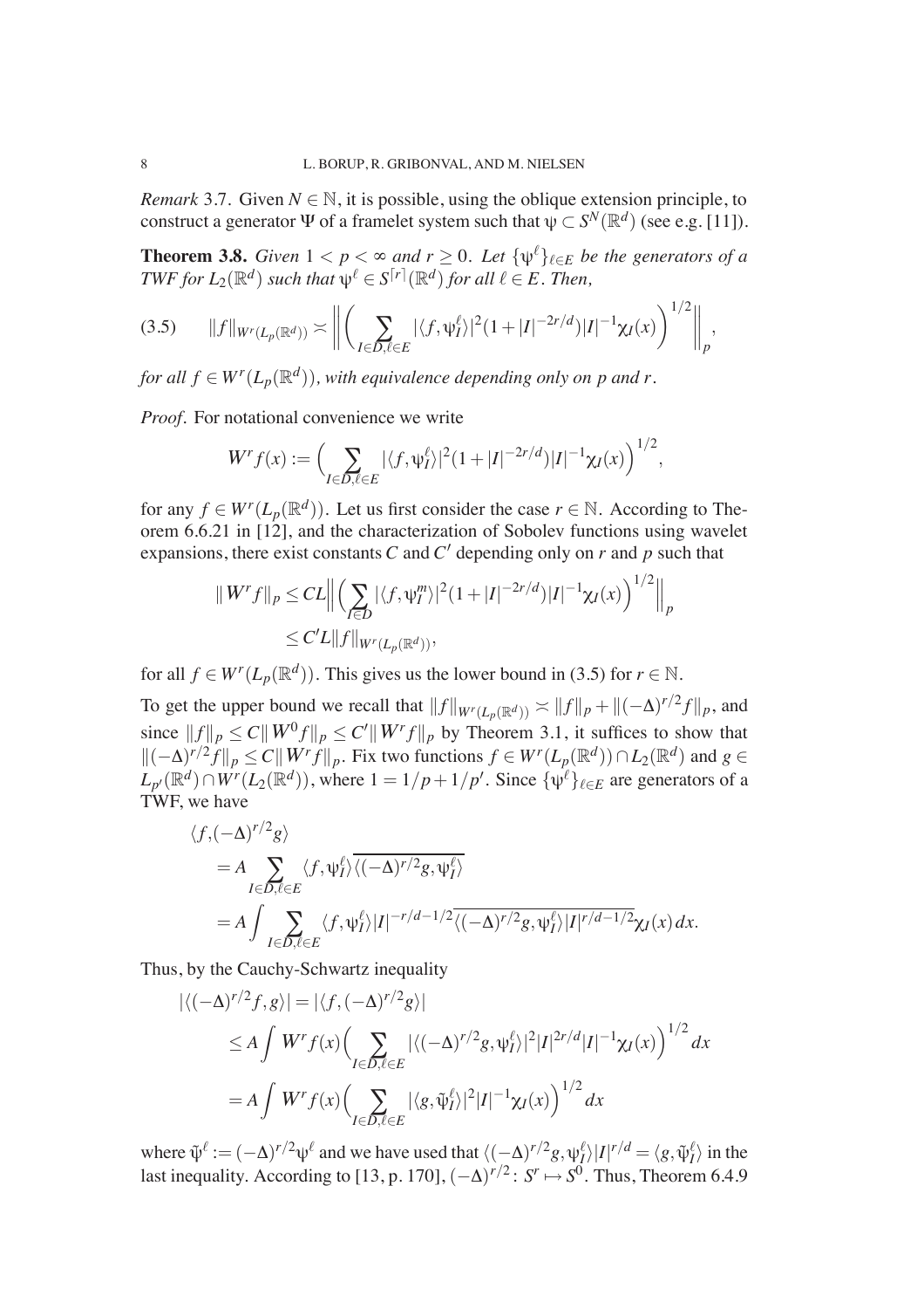*Remark* 3.7. Given $N \in \mathbb{N}$, it is possible, using the oblique extension principle, to construct a generator $\Psi$ of a framelet system such that $\psi \subset S^N(\mathbb{R}^d)$ (see e.g. [11]).

**Theorem 3.8.** *Given $1 < p < \infty$ and $r \geq 0$. Let $\{\psi^\ell\}_{\ell \in E}$ be the generators of a TWF for $L_2(\mathbb{R}^d)$ such that $\psi^\ell \in S^{\lceil r \rceil}(\mathbb{R}^d)$ for all $\ell \in E$. Then,*

$$\|f\|_{W^r(L_p(\mathbb{R}^d))} \asymp \left\| \left( \sum_{I \in D, \ell \in E} |\langle f, \psi_I^\ell \rangle|^2 (1 + |I|^{-2r/d}) |I|^{-1} \chi_I(x) \right)^{1/2} \right\|_p, \tag{3.5}$$

*for all $f \in W^r(L_p(\mathbb{R}^d))$, with equivalence depending only on $p$ and $r$.*

*Proof.* For notational convenience we write

$$W^r f(x) := \Big( \sum_{I \in D, \ell \in E} |\langle f, \psi_I^\ell \rangle|^2 (1 + |I|^{-2r/d}) |I|^{-1} \chi_I(x) \Big)^{1/2},$$

for any $f \in W^r(L_p(\mathbb{R}^d))$. Let us first consider the case $r \in \mathbb{N}$. According to Theorem 6.6.21 in [12], and the characterization of Sobolev functions using wavelet expansions, there exist constants $C$ and $C'$ depending only on $r$ and $p$ such that

$$\begin{aligned}
\| W^r f\|_p &\leq CL \Big\| \Big( \sum_{I \in D} |\langle f, \psi_I^m \rangle|^2 (1 + |I|^{-2r/d}) |I|^{-1} \chi_I(x) \Big)^{1/2} \Big\|_p \\
&\leq C' L \|f\|_{W^r(L_p(\mathbb{R}^d))},
\end{aligned}$$

for all $f \in W^r(L_p(\mathbb{R}^d))$. This gives us the lower bound in (3.5) for $r \in \mathbb{N}$.

To get the upper bound we recall that $\|f\|_{W^r(L_p(\mathbb{R}^d))} \asymp \|f\|_p + \|(-\Delta)^{r/2} f\|_p$, and since $\|f\|_p \leq C\| W^0 f\|_p \leq C' \| W^r f\|_p$ by Theorem 3.1, it suffices to show that $\|(-\Delta)^{r/2} f\|_p \leq C \| W^r f\|_p$. Fix two functions $f \in W^r(L_p(\mathbb{R}^d)) \cap L_2(\mathbb{R}^d)$ and $g \in L_{p'}(\mathbb{R}^d) \cap W^r(L_2(\mathbb{R}^d))$, where $1 = 1/p + 1/p'$. Since $\{\psi^\ell\}_{\ell \in E}$ are generators of a TWF, we have

$$\begin{aligned}
&\langle f, (-\Delta)^{r/2} g \rangle \\
&= A \sum_{I \in D, \ell \in E} \langle f, \psi_I^\ell \rangle \overline{\langle (-\Delta)^{r/2} g, \psi_I^\ell \rangle} \\
&= A \int \sum_{I \in D, \ell \in E} \langle f, \psi_I^\ell \rangle |I|^{-r/d - 1/2} \overline{\langle (-\Delta)^{r/2} g, \psi_I^\ell \rangle |I|^{r/d - 1/2}} \chi_I(x)\, dx.
\end{aligned}$$

Thus, by the Cauchy-Schwartz inequality

$$\begin{aligned}
|\langle (-\Delta)^{r/2} f, g \rangle| &= |\langle f, (-\Delta)^{r/2} g \rangle| \\
&\leq A \int W^r f(x) \Big( \sum_{I \in D, \ell \in E} |\langle (-\Delta)^{r/2} g, \psi_I^\ell \rangle|^2 |I|^{2r/d} |I|^{-1} \chi_I(x) \Big)^{1/2} dx \\
&= A \int W^r f(x) \Big( \sum_{I \in D, \ell \in E} |\langle g, \tilde{\psi}_I^\ell \rangle|^2 |I|^{-1} \chi_I(x) \Big)^{1/2} dx
\end{aligned}$$

where $\tilde{\psi}^\ell := (-\Delta)^{r/2} \psi^\ell$ and we have used that $\langle (-\Delta)^{r/2} g, \psi_I^\ell \rangle |I|^{r/d} = \langle g, \tilde{\psi}_I^\ell \rangle$ in the last inequality. According to [13, p. 170], $(-\Delta)^{r/2} \colon S^r \mapsto S^0$. Thus, Theorem 6.4.9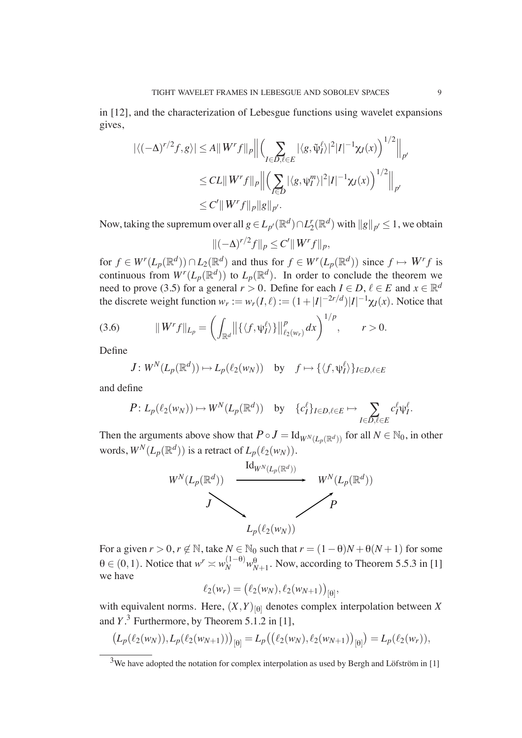in [12], and the characterization of Lebesgue functions using wavelet expansions gives,

$$
\begin{aligned}
|\langle(-\Delta)^{r/2}f,g\rangle| &\le A\|W^r f\|_p \Big\| \Big(\sum_{I\in D,\ell\in E} |\langle g,\tilde{\psi}_I^\ell\rangle|^2 |I|^{-1}\chi_I(x)\Big)^{1/2}\Big\|_{p'} \\
&\le CL\|W^r f\|_p \Big\| \Big(\sum_{I\in D} |\langle g,\psi_I^m\rangle|^2 |I|^{-1}\chi_I(x)\Big)^{1/2}\Big\|_{p'} \\
&\le C'\|W^r f\|_p \|g\|_{p'}.
\end{aligned}
$$

Now, taking the supremum over all $g\in L_{p'}(\mathbb{R}^d)\cap L_2^r(\mathbb{R}^d)$ with $\|g\|_{p'}\le 1$, we obtain

$$
\|(-\Delta)^{r/2}f\|_p \le C'\|W^r f\|_p,
$$

for $f\in W^r(L_p(\mathbb{R}^d))\cap L_2(\mathbb{R}^d)$ and thus for $f\in W^r(L_p(\mathbb{R}^d))$ since $f\mapsto W^r f$ is continuous from $W^r(L_p(\mathbb{R}^d))$ to $L_p(\mathbb{R}^d)$. In order to conclude the theorem we need to prove (3.5) for a general $r>0$. Define for each $I\in D$, $\ell\in E$ and $x\in\mathbb{R}^d$ the discrete weight function $w_r := w_r(I,\ell) := (1+|I|^{-2r/d})|I|^{-1}\chi_I(x)$. Notice that

$$
\|W^r f\|_{L_p} = \left(\int_{\mathbb{R}^d} \big\|\{\langle f,\psi_I^\ell\rangle\}\big\|^p_{\ell_2(w_r)}\,dx\right)^{1/p}, \qquad r>0. \tag{3.6}
$$

Define

$$
J\colon W^N(L_p(\mathbb{R}^d)) \mapsto L_p(\ell_2(w_N)) \quad \text{by} \quad f\mapsto \{\langle f,\psi_I^\ell\rangle\}_{I\in D,\ell\in E}
$$

and define

$$
P\colon L_p(\ell_2(w_N)) \mapsto W^N(L_p(\mathbb{R}^d)) \quad \text{by} \quad \{c_I^\ell\}_{I\in D,\ell\in E} \mapsto \sum_{I\in D,\ell\in E} c_I^\ell \psi_I^\ell.
$$

Then the arguments above show that $P\circ J = \mathrm{Id}_{W^N(L_p(\mathbb{R}^d))}$ for all $N\in\mathbb{N}_0$, in other words, $W^N(L_p(\mathbb{R}^d))$ is a retract of $L_p(\ell_2(w_N))$.

$$
\begin{array}{ccc}
W^N(L_p(\mathbb{R}^d)) & \xrightarrow{\ \mathrm{Id}_{W^N(L_p(\mathbb{R}^d))}\ } & W^N(L_p(\mathbb{R}^d)) \\
 & {\searrow}^{J} \qquad {\nearrow}^{P} & \\
 & L_p(\ell_2(w_N)) &
\end{array}
$$

For a given $r>0$, $r\notin\mathbb{N}$, take $N\in\mathbb{N}_0$ such that $r=(1-\theta)N+\theta(N+1)$ for some $\theta\in(0,1)$. Notice that $w^r \asymp w_N^{(1-\theta)} w_{N+1}^\theta$. Now, according to Theorem 5.5.3 in [1] we have

$$
\ell_2(w_r) = \big(\ell_2(w_N),\ell_2(w_{N+1})\big)_{[\theta]},
$$

with equivalent norms. Here, $(X,Y)_{[\theta]}$ denotes complex interpolation between $X$ and $Y$.[3] Furthermore, by Theorem 5.1.2 in [1],

$$
\big(L_p(\ell_2(w_N)),L_p(\ell_2(w_{N+1}))\big)_{[\theta]} = L_p\big(\big(\ell_2(w_N),\ell_2(w_{N+1})\big)_{[\theta]}\big) = L_p(\ell_2(w_r)),
$$

[3] We have adopted the notation for complex interpolation as used by Bergh and Löfström in [1]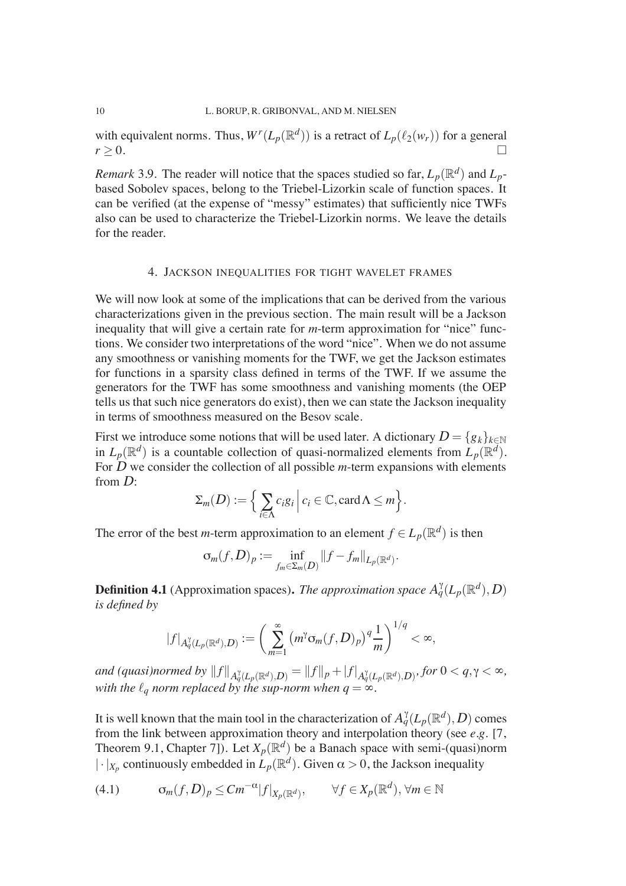with equivalent norms. Thus, $W^r(L_p(\mathbb{R}^d))$ is a retract of $L_p(\ell_2(w_r))$ for a general $r \geq 0$. $\square$

*Remark* 3.9. The reader will notice that the spaces studied so far, $L_p(\mathbb{R}^d)$ and $L_p$-based Sobolev spaces, belong to the Triebel-Lizorkin scale of function spaces. It can be verified (at the expense of "messy" estimates) that sufficiently nice TWFs also can be used to characterize the Triebel-Lizorkin norms. We leave the details for the reader.

## 4. Jackson inequalities for tight wavelet frames

We will now look at some of the implications that can be derived from the various characterizations given in the previous section. The main result will be a Jackson inequality that will give a certain rate for $m$-term approximation for "nice" functions. We consider two interpretations of the word "nice". When we do not assume any smoothness or vanishing moments for the TWF, we get the Jackson estimates for functions in a sparsity class defined in terms of the TWF. If we assume the generators for the TWF has some smoothness and vanishing moments (the OEP tells us that such nice generators do exist), then we can state the Jackson inequality in terms of smoothness measured on the Besov scale.

First we introduce some notions that will be used later. A dictionary $D = \{g_k\}_{k\in\mathbb{N}}$ in $L_p(\mathbb{R}^d)$ is a countable collection of quasi-normalized elements from $L_p(\mathbb{R}^d)$. For $D$ we consider the collection of all possible $m$-term expansions with elements from $D$:

$$\Sigma_m(D) := \Big\{ \sum_{i\in\Lambda} c_i g_i \,\Big|\, c_i \in \mathbb{C}, \operatorname{card}\Lambda \leq m \Big\}.$$

The error of the best $m$-term approximation to an element $f \in L_p(\mathbb{R}^d)$ is then

$$\sigma_m(f,D)_p := \inf_{f_m\in\Sigma_m(D)} \|f - f_m\|_{L_p(\mathbb{R}^d)}.$$

**Definition 4.1** (Approximation spaces)**.** *The approximation space $A_q^\gamma(L_p(\mathbb{R}^d),D)$ is defined by*

$$|f|_{A_q^\gamma(L_p(\mathbb{R}^d),D)} := \bigg( \sum_{m=1}^{\infty} \big(m^\gamma \sigma_m(f,D)_p\big)^q \frac{1}{m} \bigg)^{1/q} < \infty,$$

*and (quasi)normed by $\|f\|_{A_q^\gamma(L_p(\mathbb{R}^d),D)} = \|f\|_p + |f|_{A_q^\gamma(L_p(\mathbb{R}^d),D)}$, for $0 < q, \gamma < \infty$, with the $\ell_q$ norm replaced by the sup-norm when $q = \infty$.*

It is well known that the main tool in the characterization of $A_q^\gamma(L_p(\mathbb{R}^d),D)$ comes from the link between approximation theory and interpolation theory (see *e.g.* [7, Theorem 9.1, Chapter 7]). Let $X_p(\mathbb{R}^d)$ be a Banach space with semi-(quasi)norm $|\cdot|_{X_p}$ continuously embedded in $L_p(\mathbb{R}^d)$. Given $\alpha > 0$, the Jackson inequality

$$\sigma_m(f,D)_p \leq C m^{-\alpha} |f|_{X_p(\mathbb{R}^d)}, \qquad \forall f \in X_p(\mathbb{R}^d), \forall m \in \mathbb{N} \tag{4.1}$$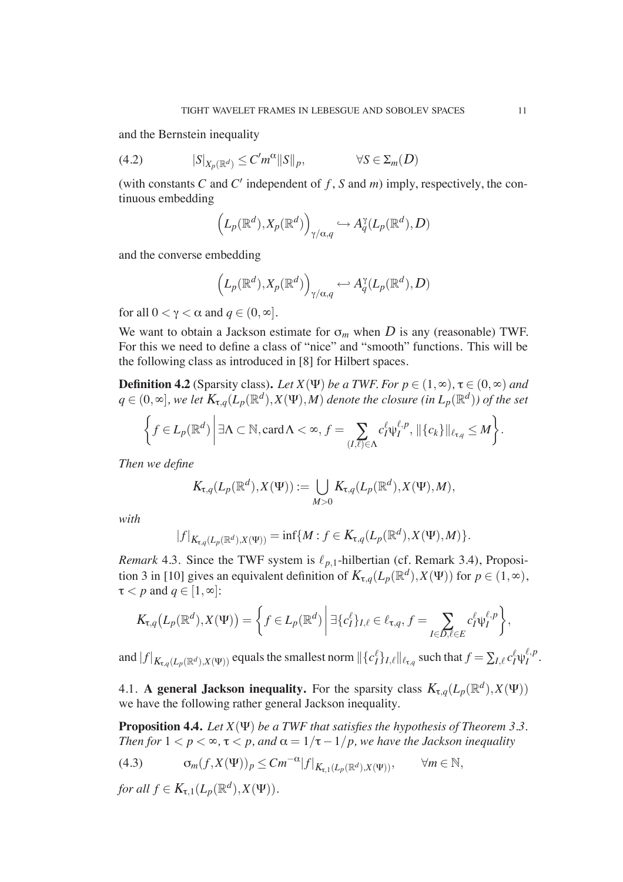and the Bernstein inequality

$$|S|_{X_p(\mathbb{R}^d)} \leq C' m^{\alpha} \|S\|_p, \qquad \forall S \in \Sigma_m(D) \tag{4.2}$$

(with constants $C$ and $C'$ independent of $f$, $S$ and $m$) imply, respectively, the continuous embedding

$$\Big(L_p(\mathbb{R}^d), X_p(\mathbb{R}^d)\Big)_{\gamma/\alpha,q} \hookrightarrow A_q^{\gamma}(L_p(\mathbb{R}^d), D)$$

and the converse embedding

$$\Big(L_p(\mathbb{R}^d), X_p(\mathbb{R}^d)\Big)_{\gamma/\alpha,q} \hookleftarrow A_q^{\gamma}(L_p(\mathbb{R}^d), D)$$

for all $0 < \gamma < \alpha$ and $q \in (0, \infty]$.

We want to obtain a Jackson estimate for $\sigma_m$ when $D$ is any (reasonable) TWF. For this we need to define a class of "nice" and "smooth" functions. This will be the following class as introduced in [8] for Hilbert spaces.

**Definition 4.2** (Sparsity class)**.** *Let $X(\Psi)$ be a TWF. For $p \in (1, \infty)$, $\tau \in (0, \infty)$ and $q \in (0, \infty]$, we let $K_{\tau,q}(L_p(\mathbb{R}^d), X(\Psi), M)$ denote the closure (in $L_p(\mathbb{R}^d)$) of the set*

$$\left\{ f \in L_p(\mathbb{R}^d) \,\middle|\, \exists \Lambda \subset \mathbb{N}, \operatorname{card}\Lambda < \infty, f = \sum_{(I,\ell)\in\Lambda} c_I^{\ell} \psi_I^{\ell,p}, \|\{c_k\}\|_{\ell_{\tau,q}} \leq M \right\}.$$

*Then we define*

$$K_{\tau,q}(L_p(\mathbb{R}^d), X(\Psi)) := \bigcup_{M>0} K_{\tau,q}(L_p(\mathbb{R}^d), X(\Psi), M),$$

*with*

$$|f|_{K_{\tau,q}(L_p(\mathbb{R}^d),X(\Psi))} = \inf\{M : f \in K_{\tau,q}(L_p(\mathbb{R}^d), X(\Psi), M)\}.$$

*Remark* 4.3. Since the TWF system is $\ell_{p,1}$-hilbertian (cf. Remark 3.4), Proposition 3 in [10] gives an equivalent definition of $K_{\tau,q}(L_p(\mathbb{R}^d), X(\Psi))$ for $p \in (1, \infty)$, $\tau < p$ and $q \in [1, \infty]$:

$$K_{\tau,q}\big(L_p(\mathbb{R}^d), X(\Psi)\big) = \left\{ f \in L_p(\mathbb{R}^d) \,\middle|\, \exists \{c_I^{\ell}\}_{I,\ell} \in \ell_{\tau,q}, f = \sum_{I\in D,\ell\in E} c_I^{\ell} \psi_I^{\ell,p} \right\},$$

and $|f|_{K_{\tau,q}(L_p(\mathbb{R}^d),X(\Psi))}$ equals the smallest norm $\|\{c_I^{\ell}\}_{I,\ell}\|_{\ell_{\tau,q}}$ such that $f = \sum_{I,\ell} c_I^{\ell} \psi_I^{\ell,p}$.

## 4.1. A general Jackson inequality.

For the sparsity class $K_{\tau,q}(L_p(\mathbb{R}^d), X(\Psi))$ we have the following rather general Jackson inequality.

**Proposition 4.4.** *Let $X(\Psi)$ be a TWF that satisfies the hypothesis of Theorem 3.3. Then for $1 < p < \infty$, $\tau < p$, and $\alpha = 1/\tau - 1/p$, we have the Jackson inequality*

$$\sigma_m(f, X(\Psi))_p \leq C m^{-\alpha} |f|_{K_{\tau,1}(L_p(\mathbb{R}^d),X(\Psi))}, \qquad \forall m \in \mathbb{N}, \tag{4.3}$$

*for all $f \in K_{\tau,1}(L_p(\mathbb{R}^d), X(\Psi))$.*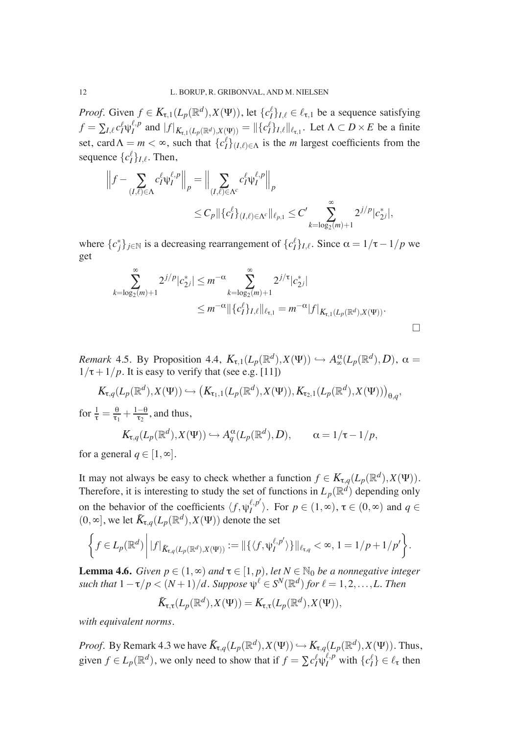*Proof.* Given $f \in K_{\tau,1}(L_p(\mathbb{R}^d), X(\Psi))$, let $\{c_I^\ell\}_{I,\ell} \in \ell_{\tau,1}$ be a sequence satisfying $f = \sum_{I,\ell} c_I^\ell \psi_I^{\ell,p}$ and $|f|_{K_{\tau,1}(L_p(\mathbb{R}^d),X(\Psi))} = \|\{c_I^\ell\}_{I,\ell}\|_{\ell_{\tau,1}}$. Let $\Lambda \subset D \times E$ be a finite set, $\operatorname{card}\Lambda = m < \infty$, such that $\{c_I^\ell\}_{(I,\ell)\in\Lambda}$ is the $m$ largest coefficients from the sequence $\{c_I^\ell\}_{I,\ell}$. Then,

$$
\begin{aligned}
\Big\| f - \sum_{(I,\ell)\in\Lambda} c_I^\ell \psi_I^{\ell,p} \Big\|_p &= \Big\| \sum_{(I,\ell)\in\Lambda^c} c_I^\ell \psi_I^{\ell,p} \Big\|_p \\
&\le C_p \|\{c_I^\ell\}_{(I,\ell)\in\Lambda^c}\|_{\ell_{p,1}} \le C' \sum_{k=\log_2(m)+1}^{\infty} 2^{j/p} |c_{2^j}^*|,
\end{aligned}
$$

where $\{c_j^*\}_{j\in\mathbb{N}}$ is a decreasing rearrangement of $\{c_I^\ell\}_{I,\ell}$. Since $\alpha = 1/\tau - 1/p$ we get

$$
\begin{aligned}
\sum_{k=\log_2(m)+1}^{\infty} 2^{j/p} |c_{2^j}^*| &\le m^{-\alpha} \sum_{k=\log_2(m)+1}^{\infty} 2^{j/\tau} |c_{2^j}^*| \\
&\le m^{-\alpha} \|\{c_I^\ell\}_{I,\ell}\|_{\ell_{\tau,1}} = m^{-\alpha} |f|_{K_{\tau,1}(L_p(\mathbb{R}^d),X(\Psi))}.
\end{aligned}
$$

□

*Remark* 4.5. By Proposition 4.4, $K_{\tau,1}(L_p(\mathbb{R}^d), X(\Psi)) \hookrightarrow A_\infty^\alpha(L_p(\mathbb{R}^d), D)$, $\alpha = 1/\tau + 1/p$. It is easy to verify that (see e.g. [11])

$$
K_{\tau,q}(L_p(\mathbb{R}^d), X(\Psi)) \hookrightarrow \big(K_{\tau_1,1}(L_p(\mathbb{R}^d), X(\Psi)), K_{\tau_2,1}(L_p(\mathbb{R}^d), X(\Psi))\big)_{\theta,q},
$$

for $\frac{1}{\tau} = \frac{\theta}{\tau_1} + \frac{1-\theta}{\tau_2}$, and thus,

$$
K_{\tau,q}(L_p(\mathbb{R}^d), X(\Psi)) \hookrightarrow A_q^\alpha(L_p(\mathbb{R}^d), D), \qquad \alpha = 1/\tau - 1/p,
$$

for a general $q \in [1,\infty]$.

It may not always be easy to check whether a function $f \in K_{\tau,q}(L_p(\mathbb{R}^d), X(\Psi))$. Therefore, it is interesting to study the set of functions in $L_p(\mathbb{R}^d)$ depending only on the behavior of the coefficients $\langle f, \psi_I^{\ell,p'} \rangle$. For $p \in (1,\infty)$, $\tau \in (0,\infty)$ and $q \in (0,\infty]$, we let $\tilde{K}_{\tau,q}(L_p(\mathbb{R}^d), X(\Psi))$ denote the set

$$
\left\{ f \in L_p(\mathbb{R}^d) \,\middle|\, |f|_{\tilde{K}_{\tau,q}(L_p(\mathbb{R}^d),X(\Psi))} := \|\{\langle f, \psi_I^{\ell,p'} \rangle\}\|_{\ell_{\tau,q}} < \infty, 1 = 1/p + 1/p' \right\}.
$$

**Lemma 4.6.** *Given $p \in (1,\infty)$ and $\tau \in [1,p)$, let $N \in \mathbb{N}_0$ be a nonnegative integer such that $1 - \tau/p < (N+1)/d$. Suppose $\psi^\ell \in S^N(\mathbb{R}^d)$ for $\ell = 1,2,\dots,L$. Then*

$$
\tilde{K}_{\tau,\tau}(L_p(\mathbb{R}^d), X(\Psi)) = K_{\tau,\tau}(L_p(\mathbb{R}^d), X(\Psi)),
$$

*with equivalent norms.*

*Proof.* By Remark 4.3 we have $\tilde{K}_{\tau,q}(L_p(\mathbb{R}^d), X(\Psi)) \hookrightarrow K_{\tau,q}(L_p(\mathbb{R}^d), X(\Psi))$. Thus, given $f \in L_p(\mathbb{R}^d)$, we only need to show that if $f = \sum c_I^\ell \psi_I^{\ell,p}$ with $\{c_I^\ell\} \in \ell_\tau$ then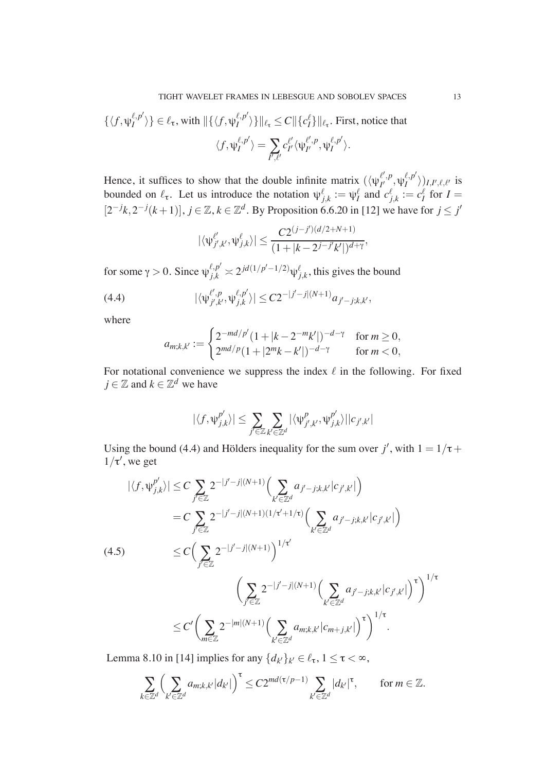$\{\langle f, \psi_I^{\ell,p'}\rangle\} \in \ell_\tau$, with $\|\{\langle f, \psi_I^{\ell,p'}\rangle\}\|_{\ell_\tau} \leq C\|\{c_I^\ell\}\|_{\ell_\tau}$. First, notice that

$$\langle f, \psi_I^{\ell,p'}\rangle = \sum_{I',\ell'} c_{I'}^{\ell'} \langle \psi_{I'}^{\ell',p}, \psi_I^{\ell,p'}\rangle.$$

Hence, it suffices to show that the double infinite matrix $(\langle \psi_{I'}^{\ell',p}, \psi_I^{\ell,p'}\rangle)_{I,I',\ell,\ell'}$ is bounded on $\ell_\tau$. Let us introduce the notation $\psi_{j,k}^\ell := \psi_I^\ell$ and $c_{j,k}^\ell := c_I^\ell$ for $I = [2^{-j}k, 2^{-j}(k+1)]$, $j \in \mathbb{Z}, k \in \mathbb{Z}^d$. By Proposition 6.6.20 in [12] we have for $j \leq j'$

$$|\langle \psi_{j',k'}^{\ell'}, \psi_{j,k}^\ell\rangle| \leq \frac{C 2^{(j-j')(d/2+N+1)}}{(1+|k-2^{j-j'}k'|)^{d+\gamma}},$$

for some $\gamma > 0$. Since $\psi_{j,k}^{\ell,p'} \asymp 2^{jd(1/p'-1/2)}\psi_{j,k}^\ell$, this gives the bound

$$|\langle \psi_{j',k'}^{\ell',p}, \psi_{j,k}^{\ell,p'}\rangle| \leq C 2^{-|j'-j|(N+1)} a_{j'-j;k,k'}, \tag{4.4}$$

where

$$a_{m;k,k'} := \begin{cases} 2^{-md/p'}(1+|k-2^{-m}k'|)^{-d-\gamma} & \text{for } m \geq 0, \\ 2^{md/p}(1+|2^m k - k'|)^{-d-\gamma} & \text{for } m < 0, \end{cases}$$

For notational convenience we suppress the index $\ell$ in the following. For fixed $j \in \mathbb{Z}$ and $k \in \mathbb{Z}^d$ we have

$$|\langle f, \psi_{j,k}^{p'}\rangle| \leq \sum_{j' \in \mathbb{Z}} \sum_{k' \in \mathbb{Z}^d} |\langle \psi_{j',k'}^p, \psi_{j,k}^{p'}\rangle||c_{j',k'}|$$

Using the bound (4.4) and Hölders inequality for the sum over $j'$, with $1 = 1/\tau + 1/\tau'$, we get

$$\begin{aligned}
|\langle f, \psi_{j,k}^{p'}\rangle| &\leq C \sum_{j' \in \mathbb{Z}} 2^{-|j'-j|(N+1)} \Big( \sum_{k' \in \mathbb{Z}^d} a_{j'-j;k,k'} |c_{j',k'}| \Big) \\
&= C \sum_{j' \in \mathbb{Z}} 2^{-|j'-j|(N+1)(1/\tau'+1/\tau)} \Big( \sum_{k' \in \mathbb{Z}^d} a_{j'-j;k,k'} |c_{j',k'}| \Big) \\
&\leq C \Big( \sum_{j' \in \mathbb{Z}} 2^{-|j'-j|(N+1)} \Big)^{1/\tau'} \\
&\qquad \Bigg( \sum_{j' \in \mathbb{Z}} 2^{-|j'-j|(N+1)} \Big( \sum_{k' \in \mathbb{Z}^d} a_{j'-j;k,k'} |c_{j',k'}| \Big)^\tau \Bigg)^{1/\tau} \\
&\leq C' \Bigg( \sum_{m \in \mathbb{Z}} 2^{-|m|(N+1)} \Big( \sum_{k' \in \mathbb{Z}^d} a_{m;k,k'} |c_{m+j,k'}| \Big)^\tau \Bigg)^{1/\tau}.
\end{aligned} \tag{4.5}$$

Lemma 8.10 in [14] implies for any $\{d_{k'}\}_{k'} \in \ell_\tau$, $1 \leq \tau < \infty$,

$$\sum_{k \in \mathbb{Z}^d} \Big( \sum_{k' \in \mathbb{Z}^d} a_{m;k,k'} |d_{k'}| \Big)^\tau \leq C 2^{md(\tau/p-1)} \sum_{k' \in \mathbb{Z}^d} |d_{k'}|^\tau, \qquad \text{for } m \in \mathbb{Z}.$$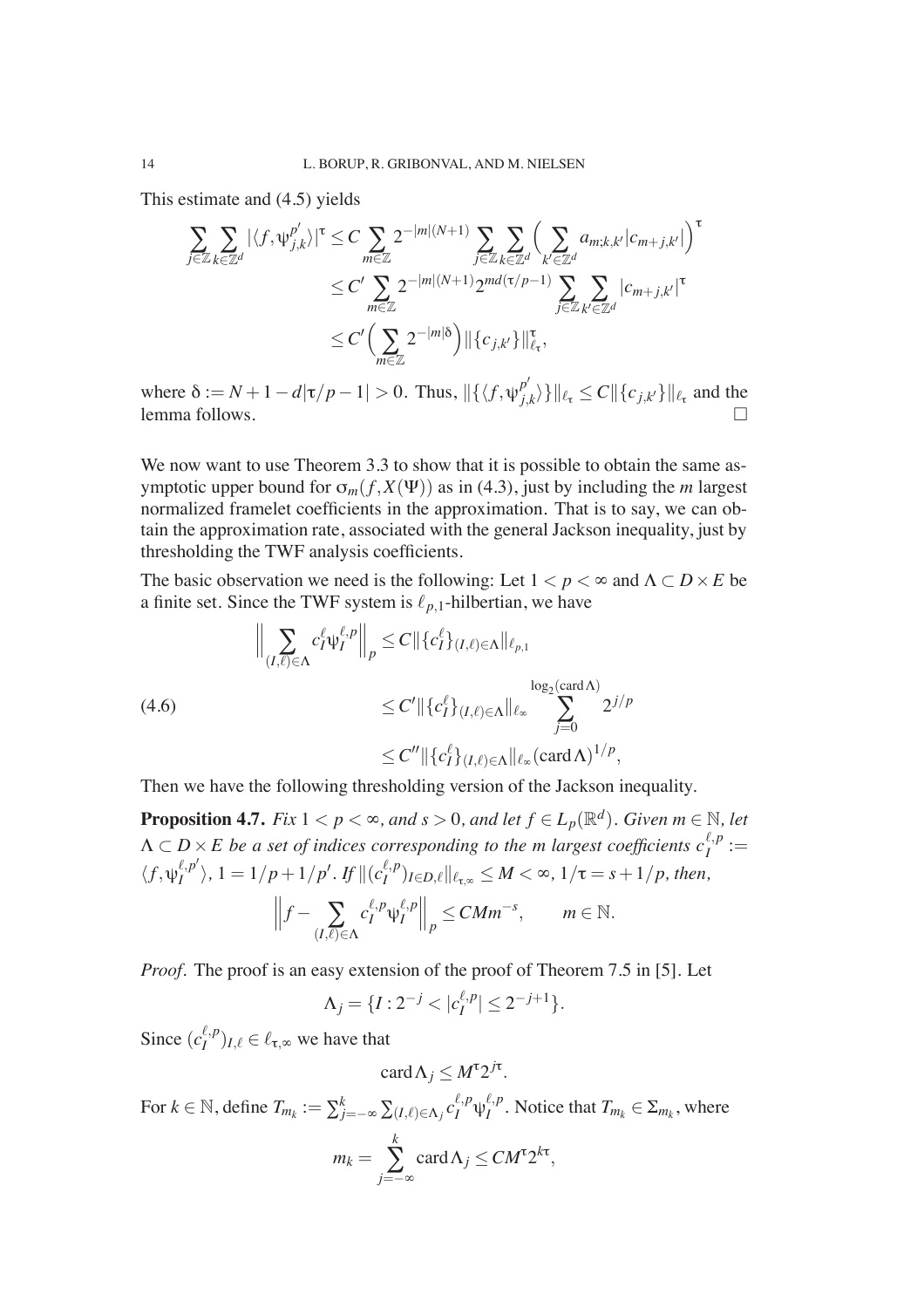This estimate and (4.5) yields

$$
\begin{aligned}
\sum_{j\in\mathbb{Z}}\sum_{k\in\mathbb{Z}^d} |\langle f, \psi_{j,k}^{p'}\rangle|^\tau &\le C \sum_{m\in\mathbb{Z}} 2^{-|m|(N+1)} \sum_{j\in\mathbb{Z}}\sum_{k\in\mathbb{Z}^d}\Big(\sum_{k'\in\mathbb{Z}^d} a_{m;k,k'}|c_{m+j,k'}|\Big)^\tau \\
&\le C' \sum_{m\in\mathbb{Z}} 2^{-|m|(N+1)} 2^{md(\tau/p-1)} \sum_{j\in\mathbb{Z}}\sum_{k'\in\mathbb{Z}^d} |c_{m+j,k'}|^\tau \\
&\le C'\Big(\sum_{m\in\mathbb{Z}} 2^{-|m|\delta}\Big)\|\{c_{j,k'}\}\|_{\ell_\tau}^\tau,
\end{aligned}
$$

where $\delta := N+1-d|\tau/p-1| > 0$. Thus, $\|\{\langle f, \psi_{j,k}^{p'}\rangle\}\|_{\ell_\tau} \le C\|\{c_{j,k'}\}\|_{\ell_\tau}$ and the lemma follows. □

We now want to use Theorem 3.3 to show that it is possible to obtain the same asymptotic upper bound for $\sigma_m(f, X(\Psi))$ as in (4.3), just by including the $m$ largest normalized framelet coefficients in the approximation. That is to say, we can obtain the approximation rate, associated with the general Jackson inequality, just by thresholding the TWF analysis coefficients.

The basic observation we need is the following: Let $1 < p < \infty$ and $\Lambda \subset D \times E$ be a finite set. Since the TWF system is $\ell_{p,1}$-hilbertian, we have

$$
\begin{aligned}
\Big\|\sum_{(I,\ell)\in\Lambda} c_I^\ell \psi_I^{\ell,p}\Big\|_p &\le C\|\{c_I^\ell\}_{(I,\ell)\in\Lambda}\|_{\ell_{p,1}} \\
&\le C'\|\{c_I^\ell\}_{(I,\ell)\in\Lambda}\|_{\ell_\infty} \sum_{j=0}^{\log_2(\operatorname{card}\Lambda)} 2^{j/p} \qquad (4.6)\\
&\le C''\|\{c_I^\ell\}_{(I,\ell)\in\Lambda}\|_{\ell_\infty} (\operatorname{card}\Lambda)^{1/p},
\end{aligned}
$$

Then we have the following thresholding version of the Jackson inequality.

**Proposition 4.7.** *Fix $1 < p < \infty$, and $s > 0$, and let $f \in L_p(\mathbb{R}^d)$. Given $m \in \mathbb{N}$, let $\Lambda \subset D \times E$ be a set of indices corresponding to the $m$ largest coefficients $c_I^{\ell,p} := \langle f, \psi_I^{\ell,p'}\rangle$, $1 = 1/p + 1/p'$. If $\|(c_I^{\ell,p})_{I\in D,\ell}\|_{\ell_{\tau,\infty}} \le M < \infty$, $1/\tau = s + 1/p$, then,*

$$
\Big\|f - \sum_{(I,\ell)\in\Lambda} c_I^{\ell,p}\psi_I^{\ell,p}\Big\|_p \le CMm^{-s}, \qquad m \in \mathbb{N}.
$$

*Proof.* The proof is an easy extension of the proof of Theorem 7.5 in [5]. Let

$$
\Lambda_j = \{I : 2^{-j} < |c_I^{\ell,p}| \le 2^{-j+1}\}.
$$

Since $(c_I^{\ell,p})_{I,\ell} \in \ell_{\tau,\infty}$ we have that

$$
\operatorname{card}\Lambda_j \le M^\tau 2^{j\tau}.
$$

For $k \in \mathbb{N}$, define $T_{m_k} := \sum_{j=-\infty}^{k} \sum_{(I,\ell)\in\Lambda_j} c_I^{\ell,p}\psi_I^{\ell,p}$. Notice that $T_{m_k} \in \Sigma_{m_k}$, where

$$
m_k = \sum_{j=-\infty}^{k} \operatorname{card}\Lambda_j \le CM^\tau 2^{k\tau},
$$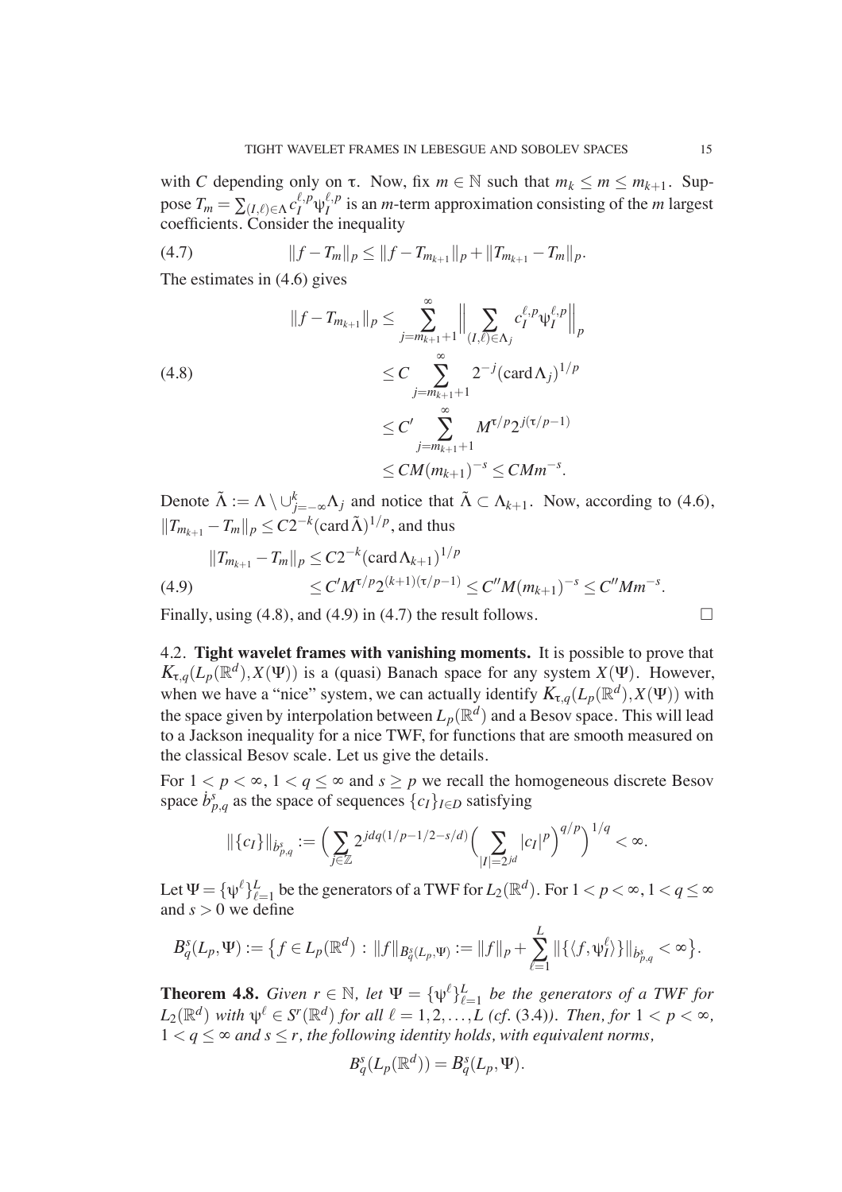with $C$ depending only on $\tau$. Now, fix $m \in \mathbb{N}$ such that $m_k \le m \le m_{k+1}$. Suppose $T_m = \sum_{(I,\ell)\in\Lambda} c_I^{\ell,p}\psi_I^{\ell,p}$ is an $m$-term approximation consisting of the $m$ largest coefficients. Consider the inequality

$$\|f - T_m\|_p \le \|f - T_{m_{k+1}}\|_p + \|T_{m_{k+1}} - T_m\|_p. \tag{4.7}$$

The estimates in (4.6) gives

$$\begin{aligned}
\|f - T_{m_{k+1}}\|_p &\le \sum_{j=m_{k+1}+1}^{\infty} \Big\| \sum_{(I,\ell)\in\Lambda_j} c_I^{\ell,p}\psi_I^{\ell,p} \Big\|_p \\
&\le C \sum_{j=m_{k+1}+1}^{\infty} 2^{-j} (\operatorname{card}\Lambda_j)^{1/p} \\
&\le C' \sum_{j=m_{k+1}+1}^{\infty} M^{\tau/p} 2^{j(\tau/p-1)} \\
&\le CM(m_{k+1})^{-s} \le CMm^{-s}.
\end{aligned} \tag{4.8}$$

Denote $\tilde{\Lambda} := \Lambda \setminus \cup_{j=-\infty}^{k} \Lambda_j$ and notice that $\tilde{\Lambda} \subset \Lambda_{k+1}$. Now, according to (4.6), $\|T_{m_{k+1}} - T_m\|_p \le C2^{-k}(\operatorname{card}\tilde{\Lambda})^{1/p}$, and thus

$$\begin{aligned}
\|T_{m_{k+1}} - T_m\|_p &\le C2^{-k}(\operatorname{card}\Lambda_{k+1})^{1/p} \\
&\le C' M^{\tau/p} 2^{(k+1)(\tau/p-1)} \le C'' M(m_{k+1})^{-s} \le C'' Mm^{-s}.
\end{aligned} \tag{4.9}$$

Finally, using (4.8), and (4.9) in (4.7) the result follows. □

### 4.2. **Tight wavelet frames with vanishing moments.**

It is possible to prove that $K_{\tau,q}(L_p(\mathbb{R}^d), X(\Psi))$ is a (quasi) Banach space for any system $X(\Psi)$. However, when we have a "nice" system, we can actually identify $K_{\tau,q}(L_p(\mathbb{R}^d), X(\Psi))$ with the space given by interpolation between $L_p(\mathbb{R}^d)$ and a Besov space. This will lead to a Jackson inequality for a nice TWF, for functions that are smooth measured on the classical Besov scale. Let us give the details.

For $1 < p < \infty$, $1 < q \le \infty$ and $s \ge p$ we recall the homogeneous discrete Besov space $\dot{b}_{p,q}^s$ as the space of sequences $\{c_I\}_{I\in D}$ satisfying

$$\|\{c_I\}\|_{\dot{b}_{p,q}^s} := \Big( \sum_{j\in\mathbb{Z}} 2^{jdq(1/p-1/2-s/d)} \Big( \sum_{|I|=2^{jd}} |c_I|^p \Big)^{q/p} \Big)^{1/q} < \infty.$$

Let $\Psi = \{\psi^\ell\}_{\ell=1}^L$ be the generators of a TWF for $L_2(\mathbb{R}^d)$. For $1 < p < \infty$, $1 < q \le \infty$ and $s > 0$ we define

$$B_q^s(L_p, \Psi) := \big\{ f \in L_p(\mathbb{R}^d) : \|f\|_{B_q^s(L_p,\Psi)} := \|f\|_p + \sum_{\ell=1}^{L} \|\{\langle f, \psi_I^\ell\rangle\}\|_{\dot{b}_{p,q}^s} < \infty \big\}.$$

**Theorem 4.8.** *Given $r \in \mathbb{N}$, let $\Psi = \{\psi^\ell\}_{\ell=1}^L$ be the generators of a TWF for $L_2(\mathbb{R}^d)$ with $\psi^\ell \in S^r(\mathbb{R}^d)$ for all $\ell = 1, 2, \ldots, L$ (cf. (3.4)). Then, for $1 < p < \infty$, $1 < q \le \infty$ and $s \le r$, the following identity holds, with equivalent norms,*

$$B_q^s(L_p(\mathbb{R}^d)) = B_q^s(L_p, \Psi).$$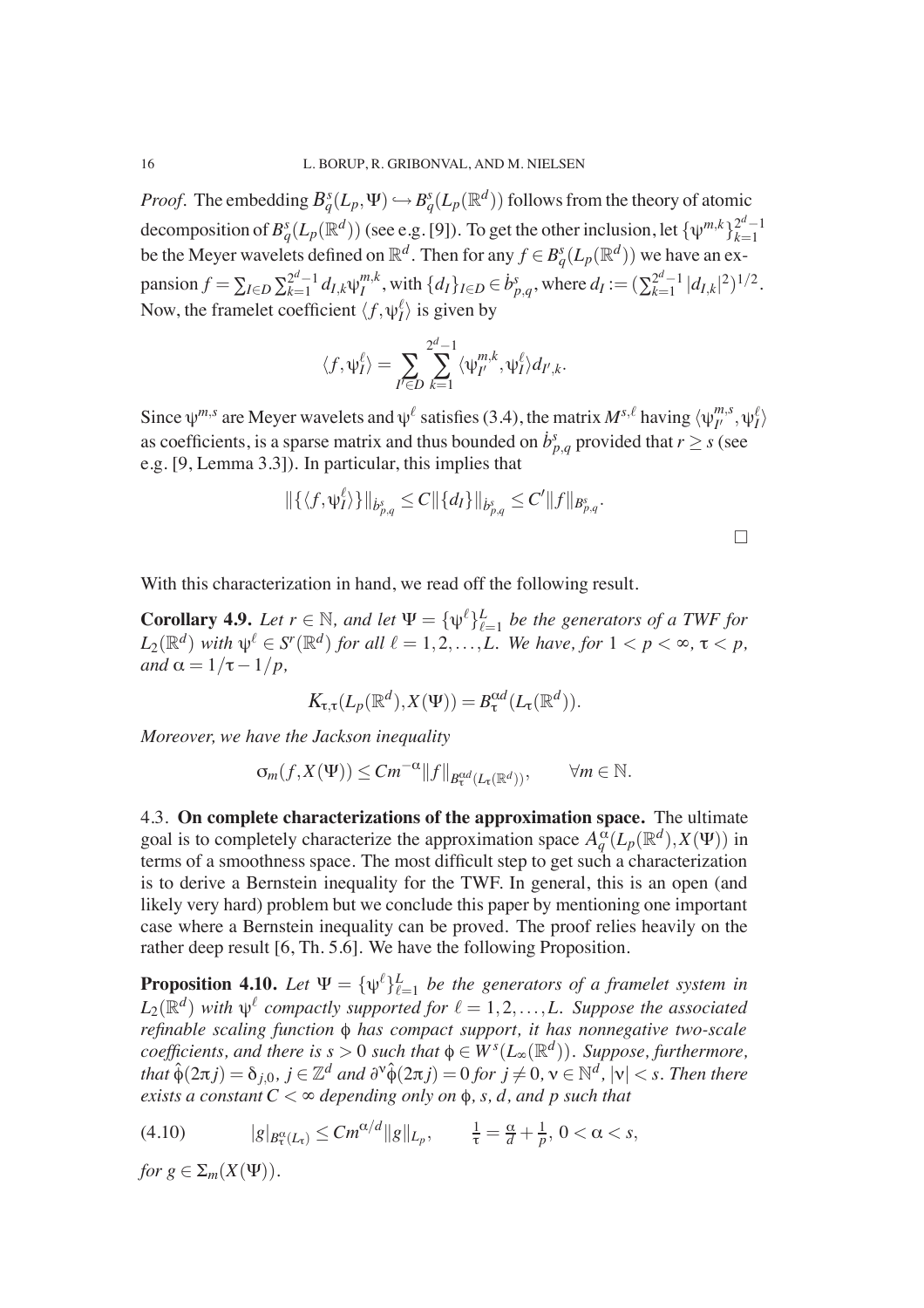*Proof.* The embedding $B_q^s(L_p,\Psi) \hookrightarrow B_q^s(L_p(\mathbb{R}^d))$ follows from the theory of atomic decomposition of $B_q^s(L_p(\mathbb{R}^d))$ (see e.g. [9]). To get the other inclusion, let $\{\psi^{m,k}\}_{k=1}^{2^d-1}$ be the Meyer wavelets defined on $\mathbb{R}^d$. Then for any $f \in B_q^s(L_p(\mathbb{R}^d))$ we have an expansion $f = \sum_{I\in D}\sum_{k=1}^{2^d-1} d_{I,k}\psi_I^{m,k}$, with $\{d_I\}_{I\in D} \in \dot{b}_{p,q}^s$, where $d_I := (\sum_{k=1}^{2^d-1}|d_{I,k}|^2)^{1/2}$. Now, the framelet coefficient $\langle f, \psi_I^\ell\rangle$ is given by

$$
\langle f, \psi_I^\ell\rangle = \sum_{I'\in D}\sum_{k=1}^{2^d-1}\langle \psi_{I'}^{m,k}, \psi_I^\ell\rangle d_{I',k}.
$$

Since $\psi^{m,s}$ are Meyer wavelets and $\psi^\ell$ satisfies (3.4), the matrix $M^{s,\ell}$ having $\langle \psi_{I'}^{m,s}, \psi_I^\ell\rangle$ as coefficients, is a sparse matrix and thus bounded on $\dot{b}_{p,q}^s$ provided that $r \geq s$ (see e.g. [9, Lemma 3.3]). In particular, this implies that

$$
\|\{\langle f, \psi_I^\ell\rangle\}\|_{\dot{b}_{p,q}^s} \leq C\|\{d_I\}\|_{\dot{b}_{p,q}^s} \leq C'\|f\|_{B_{p,q}^s}.
$$

□

With this characterization in hand, we read off the following result.

**Corollary 4.9.** *Let $r \in \mathbb{N}$, and let $\Psi = \{\psi^\ell\}_{\ell=1}^L$ be the generators of a TWF for $L_2(\mathbb{R}^d)$ with $\psi^\ell \in S^r(\mathbb{R}^d)$ for all $\ell = 1,2,\ldots,L$. We have, for $1 < p < \infty$, $\tau < p$, and $\alpha = 1/\tau - 1/p$,*

$$
K_{\tau,\tau}(L_p(\mathbb{R}^d), X(\Psi)) = B_\tau^{\alpha d}(L_\tau(\mathbb{R}^d)).
$$

*Moreover, we have the Jackson inequality*

$$
\sigma_m(f, X(\Psi)) \leq Cm^{-\alpha}\|f\|_{B_\tau^{\alpha d}(L_\tau(\mathbb{R}^d))}, \qquad \forall m \in \mathbb{N}.
$$

4.3. **On complete characterizations of the approximation space.** The ultimate goal is to completely characterize the approximation space $A_q^\alpha(L_p(\mathbb{R}^d), X(\Psi))$ in terms of a smoothness space. The most difficult step to get such a characterization is to derive a Bernstein inequality for the TWF. In general, this is an open (and likely very hard) problem but we conclude this paper by mentioning one important case where a Bernstein inequality can be proved. The proof relies heavily on the rather deep result [6, Th. 5.6]. We have the following Proposition.

**Proposition 4.10.** *Let $\Psi = \{\psi^\ell\}_{\ell=1}^L$ be the generators of a framelet system in $L_2(\mathbb{R}^d)$ with $\psi^\ell$ compactly supported for $\ell = 1,2,\ldots,L$. Suppose the associated refinable scaling function $\phi$ has compact support, it has nonnegative two-scale coefficients, and there is $s > 0$ such that $\phi \in W^s(L_\infty(\mathbb{R}^d))$. Suppose, furthermore, that $\hat{\phi}(2\pi j) = \delta_{j,0}$, $j \in \mathbb{Z}^d$ and $\partial^\nu\hat{\phi}(2\pi j) = 0$ for $j \neq 0$, $\nu \in \mathbb{N}^d$, $|\nu| < s$. Then there exists a constant $C < \infty$ depending only on $\phi$, $s$, $d$, and $p$ such that*

$$
|g|_{B_\tau^\alpha(L_\tau)} \leq Cm^{\alpha/d}\|g\|_{L_p}, \qquad \tfrac{1}{\tau} = \tfrac{\alpha}{d} + \tfrac{1}{p},\ 0 < \alpha < s, \tag{4.10}
$$

*for $g \in \Sigma_m(X(\Psi))$.*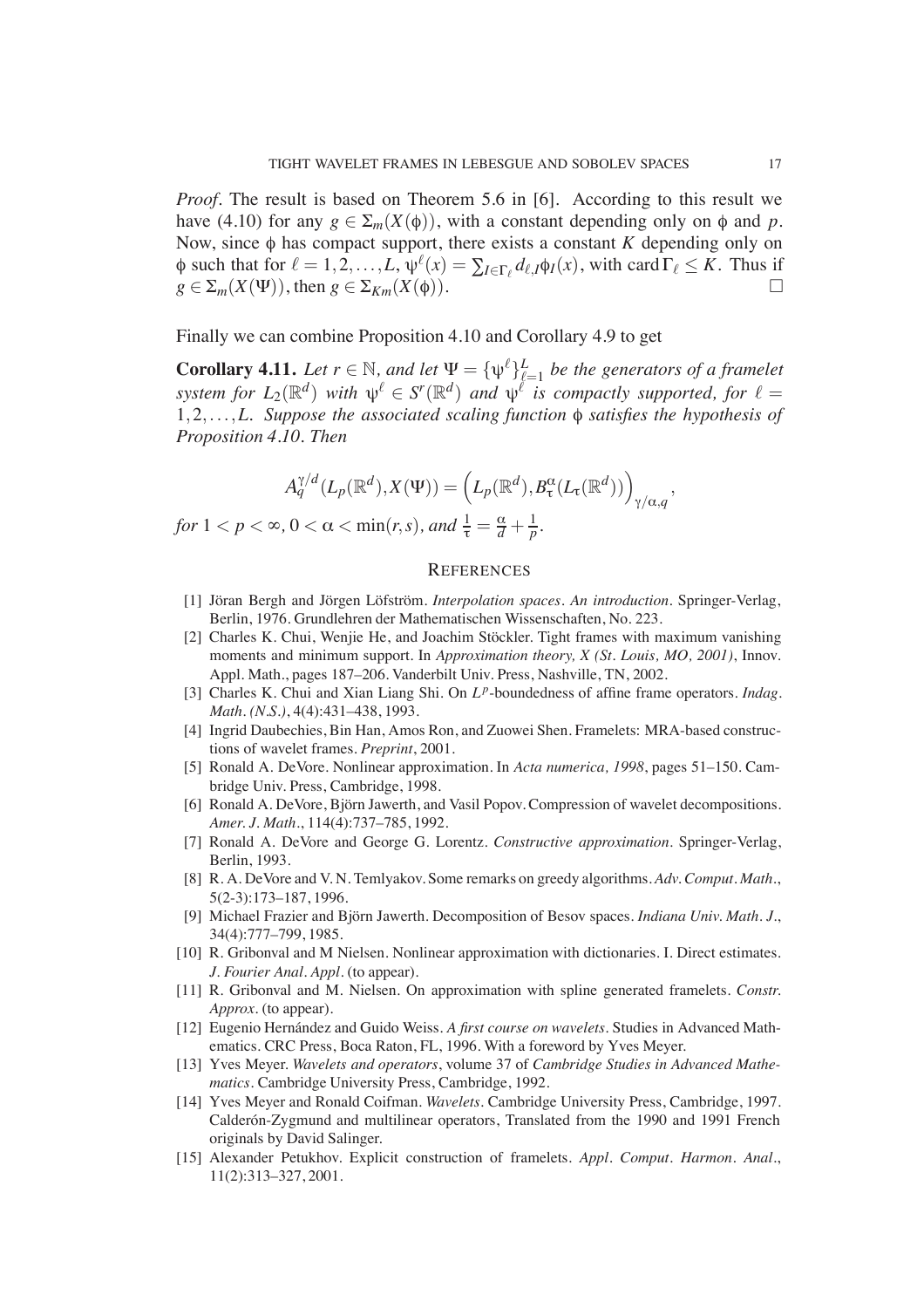*Proof*. The result is based on Theorem 5.6 in [6]. According to this result we have (4.10) for any $g \in \Sigma_m(X(\phi))$, with a constant depending only on $\phi$ and $p$. Now, since $\phi$ has compact support, there exists a constant $K$ depending only on $\phi$ such that for $\ell = 1, 2, \ldots, L$, $\psi^\ell(x) = \sum_{I \in \Gamma_\ell} d_{\ell,I}\phi_I(x)$, with $\operatorname{card}\Gamma_\ell \leq K$. Thus if $g \in \Sigma_m(X(\Psi))$, then $g \in \Sigma_{Km}(X(\phi))$. □

Finally we can combine Proposition 4.10 and Corollary 4.9 to get

**Corollary 4.11.** *Let $r \in \mathbb{N}$, and let $\Psi = \{\psi^\ell\}_{\ell=1}^L$ be the generators of a framelet system for $L_2(\mathbb{R}^d)$ with $\psi^\ell \in S^r(\mathbb{R}^d)$ and $\psi^\ell$ is compactly supported, for $\ell = 1, 2, \ldots, L$. Suppose the associated scaling function $\phi$ satisfies the hypothesis of Proposition 4.10. Then*

$$A_q^{\gamma/d}(L_p(\mathbb{R}^d), X(\Psi)) = \Big(L_p(\mathbb{R}^d), B_\tau^\alpha(L_\tau(\mathbb{R}^d))\Big)_{\gamma/\alpha, q},$$

*for $1 < p < \infty$, $0 < \alpha < \min(r, s)$, and $\frac{1}{\tau} = \frac{\alpha}{d} + \frac{1}{p}$.*

## References

[1] Jöran Bergh and Jörgen Löfström. *Interpolation spaces. An introduction*. Springer-Verlag, Berlin, 1976. Grundlehren der Mathematischen Wissenschaften, No. 223.

[2] Charles K. Chui, Wenjie He, and Joachim Stöckler. Tight frames with maximum vanishing moments and minimum support. In *Approximation theory, X (St. Louis, MO, 2001)*, Innov. Appl. Math., pages 187–206. Vanderbilt Univ. Press, Nashville, TN, 2002.

[3] Charles K. Chui and Xian Liang Shi. On $L^p$-boundedness of affine frame operators. *Indag. Math. (N.S.)*, 4(4):431–438, 1993.

[4] Ingrid Daubechies, Bin Han, Amos Ron, and Zuowei Shen. Framelets: MRA-based constructions of wavelet frames. *Preprint*, 2001.

[5] Ronald A. DeVore. Nonlinear approximation. In *Acta numerica, 1998*, pages 51–150. Cambridge Univ. Press, Cambridge, 1998.

[6] Ronald A. DeVore, Björn Jawerth, and Vasil Popov. Compression of wavelet decompositions. *Amer. J. Math.*, 114(4):737–785, 1992.

[7] Ronald A. DeVore and George G. Lorentz. *Constructive approximation*. Springer-Verlag, Berlin, 1993.

[8] R. A. DeVore and V. N. Temlyakov. Some remarks on greedy algorithms. *Adv. Comput. Math.*, 5(2-3):173–187, 1996.

[9] Michael Frazier and Björn Jawerth. Decomposition of Besov spaces. *Indiana Univ. Math. J.*, 34(4):777–799, 1985.

[10] R. Gribonval and M Nielsen. Nonlinear approximation with dictionaries. I. Direct estimates. *J. Fourier Anal. Appl.* (to appear).

[11] R. Gribonval and M. Nielsen. On approximation with spline generated framelets. *Constr. Approx.* (to appear).

[12] Eugenio Hernández and Guido Weiss. *A first course on wavelets*. Studies in Advanced Mathematics. CRC Press, Boca Raton, FL, 1996. With a foreword by Yves Meyer.

[13] Yves Meyer. *Wavelets and operators*, volume 37 of *Cambridge Studies in Advanced Mathematics*. Cambridge University Press, Cambridge, 1992.

[14] Yves Meyer and Ronald Coifman. *Wavelets*. Cambridge University Press, Cambridge, 1997. Calderón-Zygmund and multilinear operators, Translated from the 1990 and 1991 French originals by David Salinger.

[15] Alexander Petukhov. Explicit construction of framelets. *Appl. Comput. Harmon. Anal.*, 11(2):313–327, 2001.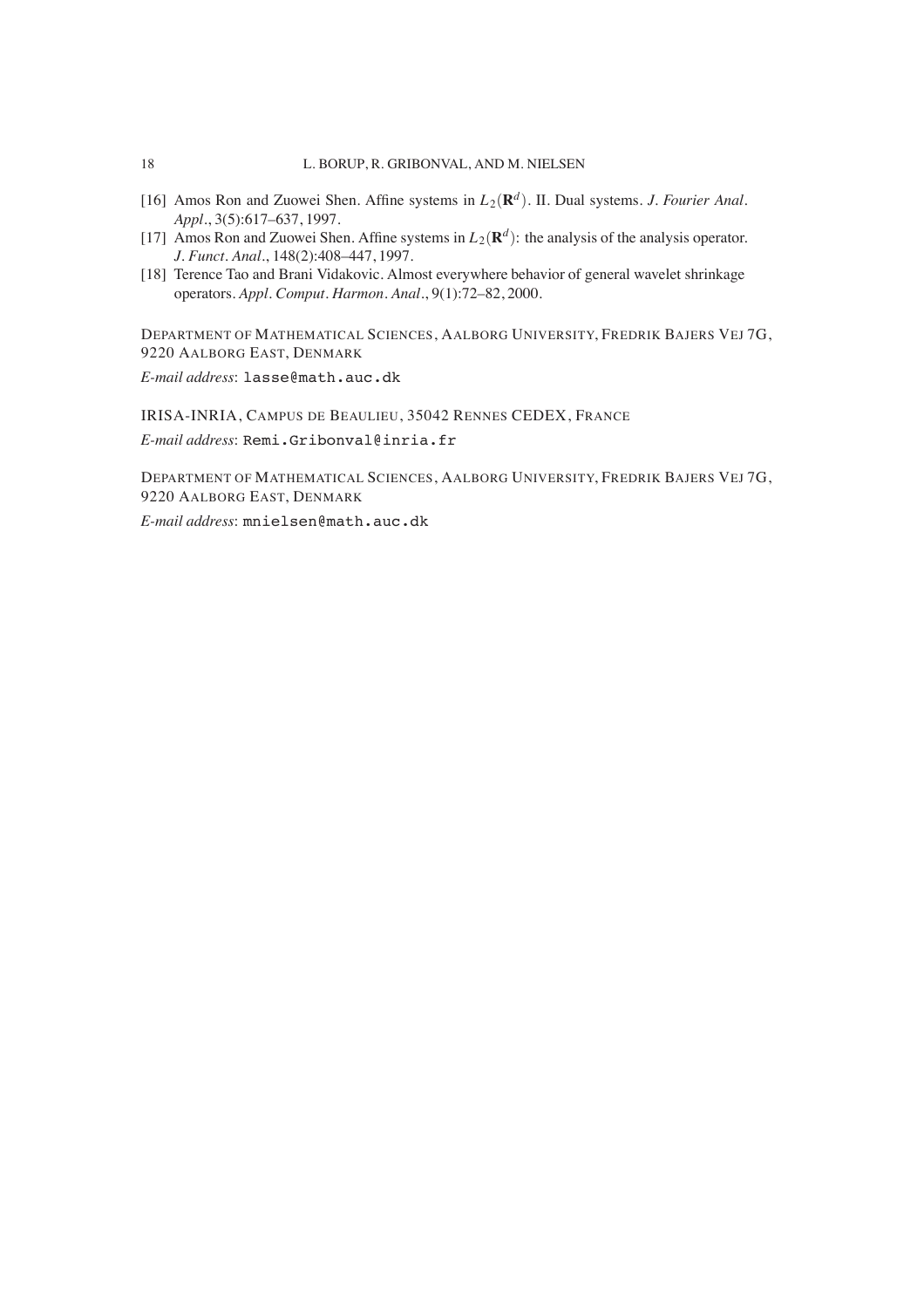[16] Amos Ron and Zuowei Shen. Affine systems in $L_2(\mathbf{R}^d)$. II. Dual systems. *J. Fourier Anal. Appl.*, 3(5):617–637, 1997.

[17] Amos Ron and Zuowei Shen. Affine systems in $L_2(\mathbf{R}^d)$: the analysis of the analysis operator. *J. Funct. Anal.*, 148(2):408–447, 1997.

[18] Terence Tao and Brani Vidakovic. Almost everywhere behavior of general wavelet shrinkage operators. *Appl. Comput. Harmon. Anal.*, 9(1):72–82, 2000.

DEPARTMENT OF MATHEMATICAL SCIENCES, AALBORG UNIVERSITY, FREDRIK BAJERS VEJ 7G, 9220 AALBORG EAST, DENMARK

*E-mail address*: `lasse@math.auc.dk`

IRISA-INRIA, CAMPUS DE BEAULIEU, 35042 RENNES CEDEX, FRANCE

*E-mail address*: `Remi.Gribonval@inria.fr`

DEPARTMENT OF MATHEMATICAL SCIENCES, AALBORG UNIVERSITY, FREDRIK BAJERS VEJ 7G, 9220 AALBORG EAST, DENMARK

*E-mail address*: `mnielsen@math.auc.dk`